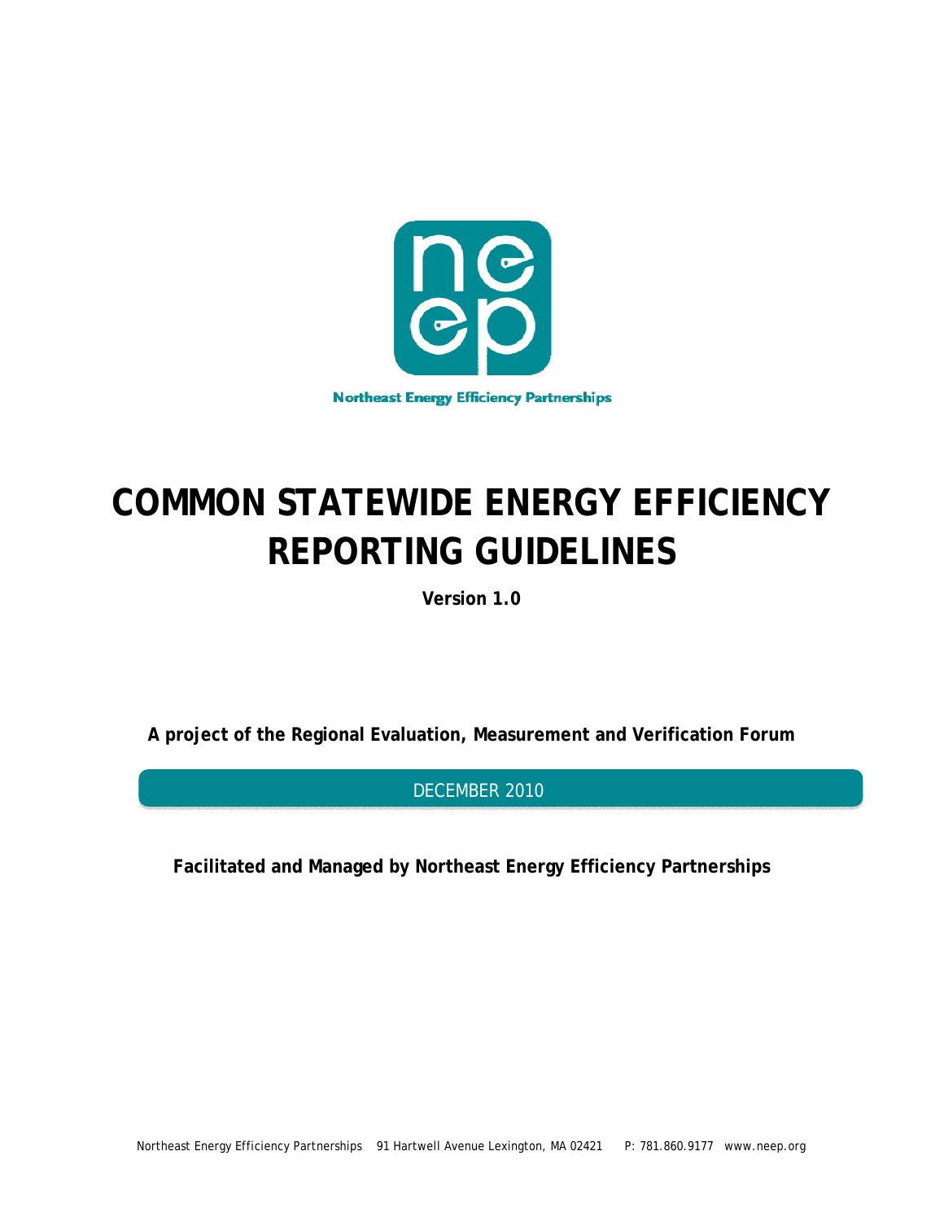Northeast Energy Efficiency Partnerships

# COMMON STATEWIDE ENERGY EFFICIENCY REPORTING GUIDELINES

**Version 1.0**

**A project of the Regional Evaluation, Measurement and Verification Forum**

DECEMBER 2010

**Facilitated and Managed by Northeast Energy Efficiency Partnerships**

Northeast Energy Efficiency Partnerships 91 Hartwell Avenue Lexington, MA 02421 P: 781.860.9177 www.neep.org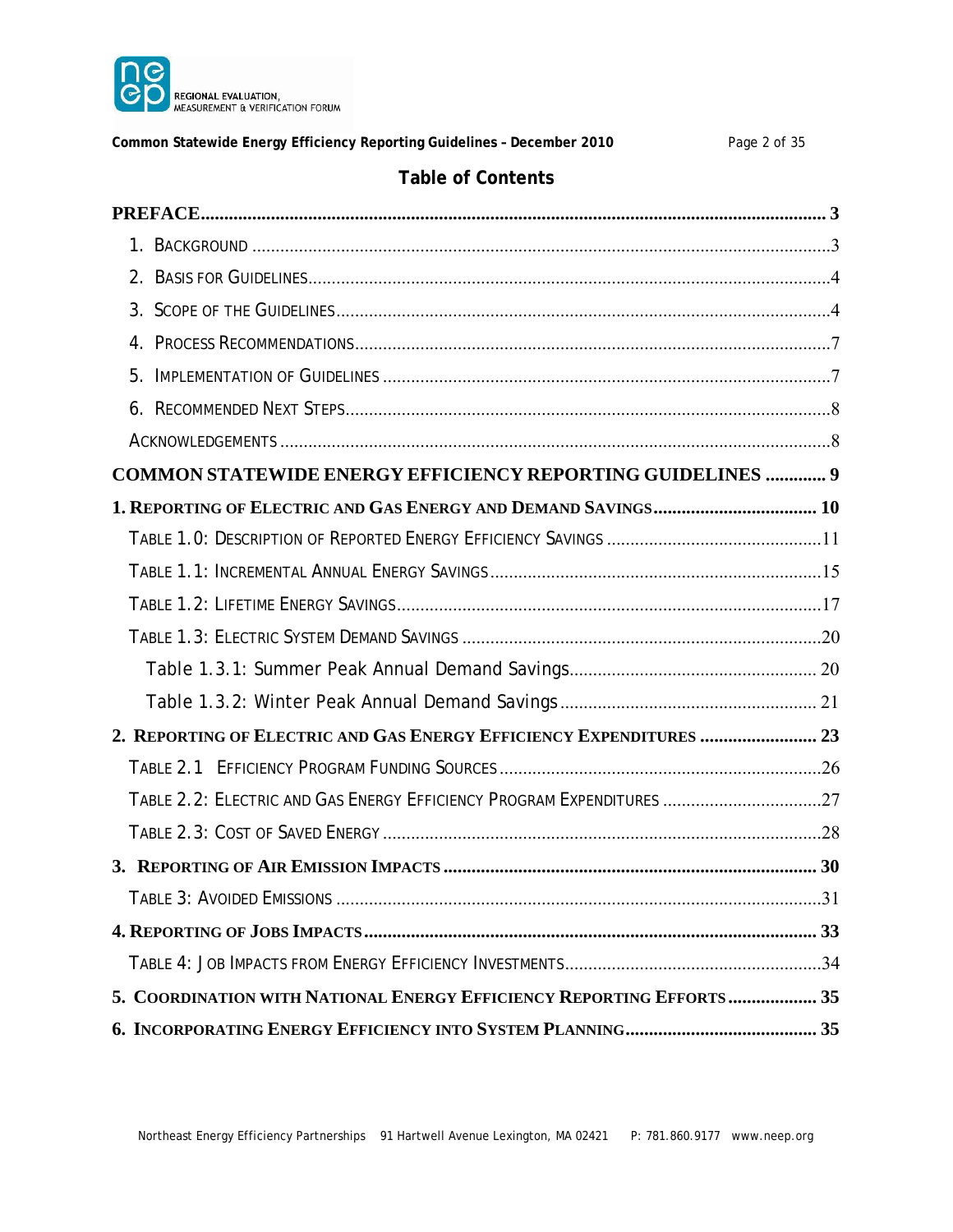## Table of Contents

**PREFACE** ..... 3

1. BACKGROUND ..... 3
2. BASIS FOR GUIDELINES ..... 4
3. SCOPE OF THE GUIDELINES ..... 4
4. PROCESS RECOMMENDATIONS ..... 7
5. IMPLEMENTATION OF GUIDELINES ..... 7
6. RECOMMENDED NEXT STEPS ..... 8

ACKNOWLEDGEMENTS ..... 8

**COMMON STATEWIDE ENERGY EFFICIENCY REPORTING GUIDELINES** ..... 9

**1. REPORTING OF ELECTRIC AND GAS ENERGY AND DEMAND SAVINGS** ..... 10

- TABLE 1.0: DESCRIPTION OF REPORTED ENERGY EFFICIENCY SAVINGS ..... 11
- TABLE 1.1: INCREMENTAL ANNUAL ENERGY SAVINGS ..... 15
- TABLE 1.2: LIFETIME ENERGY SAVINGS ..... 17
- TABLE 1.3: ELECTRIC SYSTEM DEMAND SAVINGS ..... 20
  - Table 1.3.1: Summer Peak Annual Demand Savings ..... 20
  - Table 1.3.2: Winter Peak Annual Demand Savings ..... 21

**2. REPORTING OF ELECTRIC AND GAS ENERGY EFFICIENCY EXPENDITURES** ..... 23

- TABLE 2.1 EFFICIENCY PROGRAM FUNDING SOURCES ..... 26
- TABLE 2.2: ELECTRIC AND GAS ENERGY EFFICIENCY PROGRAM EXPENDITURES ..... 27
- TABLE 2.3: COST OF SAVED ENERGY ..... 28

**3. REPORTING OF AIR EMISSION IMPACTS** ..... 30

- TABLE 3: AVOIDED EMISSIONS ..... 31

**4. REPORTING OF JOBS IMPACTS** ..... 33

- TABLE 4: JOB IMPACTS FROM ENERGY EFFICIENCY INVESTMENTS ..... 34

**5. COORDINATION WITH NATIONAL ENERGY EFFICIENCY REPORTING EFFORTS** ..... 35

**6. INCORPORATING ENERGY EFFICIENCY INTO SYSTEM PLANNING** ..... 35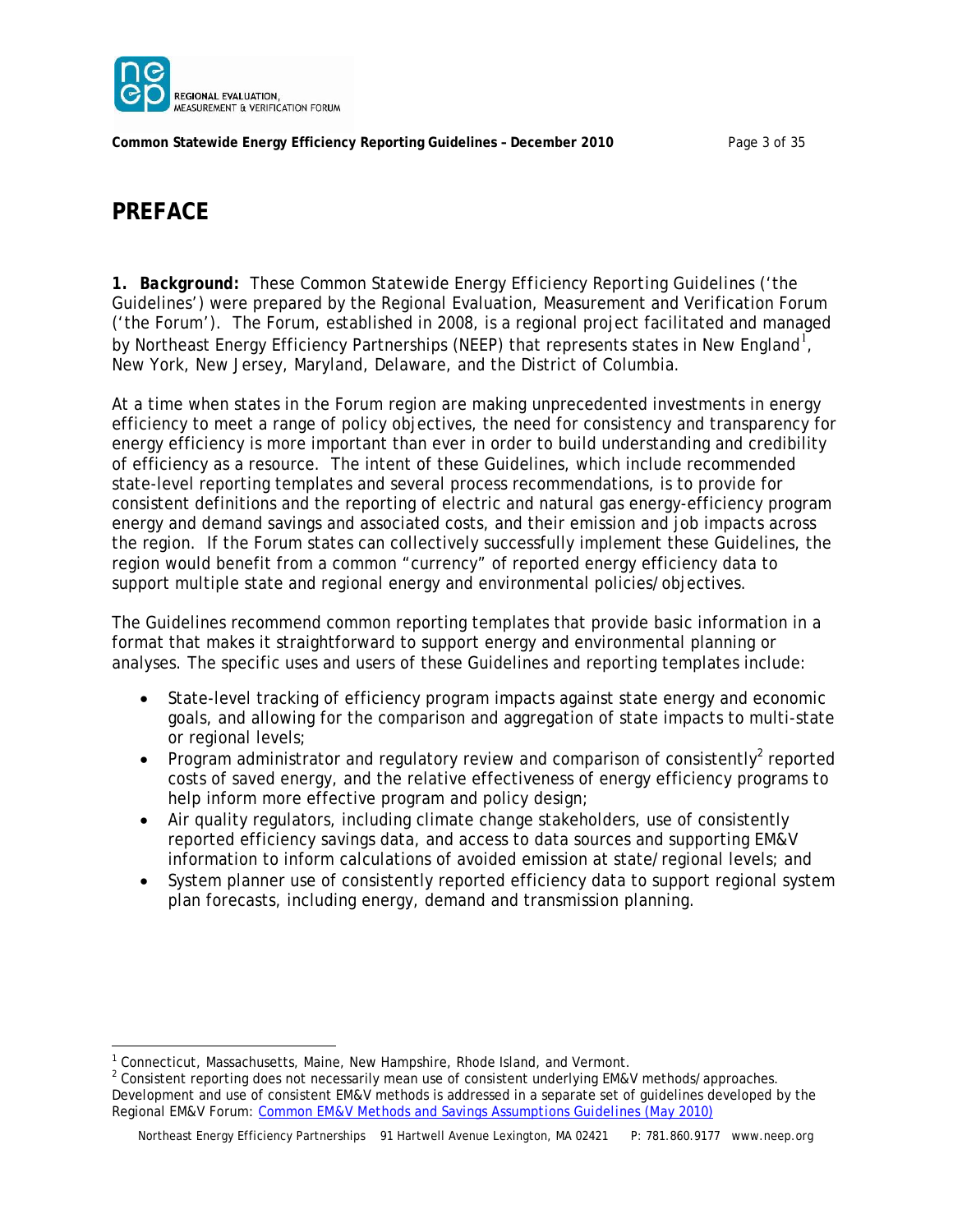# PREFACE

**1. *Background:*** These Common Statewide Energy Efficiency Reporting Guidelines ('the Guidelines') were prepared by the Regional Evaluation, Measurement and Verification Forum ('the Forum'). The Forum, established in 2008, is a regional project facilitated and managed by Northeast Energy Efficiency Partnerships (NEEP) that represents states in New England[1], New York, New Jersey, Maryland, Delaware, and the District of Columbia.

At a time when states in the Forum region are making unprecedented investments in energy efficiency to meet a range of policy objectives, the need for consistency and transparency for energy efficiency is more important than ever in order to build understanding and credibility of efficiency as a resource. The intent of these Guidelines, which include recommended state-level reporting templates and several process recommendations, is to provide for consistent definitions and the reporting of electric and natural gas energy-efficiency program energy and demand savings and associated costs, and their emission and job impacts across the region. If the Forum states can collectively successfully implement these Guidelines, the region would benefit from a common "currency" of reported energy efficiency data to support multiple state and regional energy and environmental policies/objectives.

The Guidelines recommend common reporting templates that provide basic information in a format that makes it straightforward to support energy and environmental planning or analyses. The specific uses and users of these Guidelines and reporting templates include:

- State-level tracking of efficiency program impacts against state energy and economic goals, and allowing for the comparison and aggregation of state impacts to multi-state or regional levels;
- Program administrator and regulatory review and comparison of consistently[2] reported costs of saved energy, and the relative effectiveness of energy efficiency programs to help inform more effective program and policy design;
- Air quality regulators, including climate change stakeholders, use of consistently reported efficiency savings data, and access to data sources and supporting EM&V information to inform calculations of avoided emission at state/regional levels; and
- System planner use of consistently reported efficiency data to support regional system plan forecasts, including energy, demand and transmission planning.

---

[1] Connecticut, Massachusetts, Maine, New Hampshire, Rhode Island, and Vermont.

[2] Consistent reporting does not necessarily mean use of consistent underlying EM&V methods/approaches. Development and use of consistent EM&V methods is addressed in a separate set of guidelines developed by the Regional EM&V Forum: Common EM&V Methods and Savings Assumptions Guidelines (May 2010)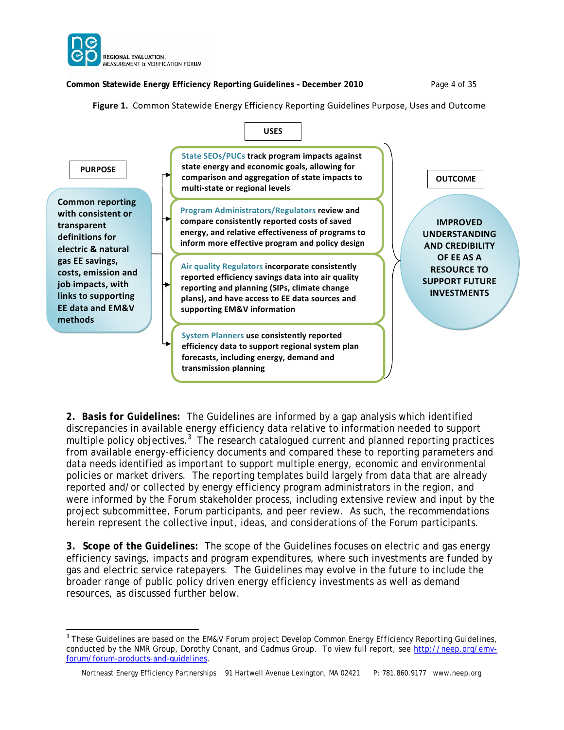**Figure 1.** Common Statewide Energy Efficiency Reporting Guidelines Purpose, Uses and Outcome

**PURPOSE**

**Common reporting with consistent or transparent definitions for electric & natural gas EE savings, costs, emission and job impacts, with links to supporting EE data and EM&V methods**

**USES**

- **State SEOs/PUCs track program impacts against state energy and economic goals, allowing for comparison and aggregation of state impacts to multi-state or regional levels**
- **Program Administrators/Regulators review and compare consistently reported costs of saved energy, and relative effectiveness of programs to inform more effective program and policy design**
- **Air quality Regulators incorporate consistently reported efficiency savings data into air quality reporting and planning (SIPs, climate change plans), and have access to EE data sources and supporting EM&V information**
- **System Planners use consistently reported efficiency data to support regional system plan forecasts, including energy, demand and transmission planning**

**OUTCOME**

**IMPROVED UNDERSTANDING AND CREDIBILITY OF EE AS A RESOURCE TO SUPPORT FUTURE INVESTMENTS**

**2. Basis for Guidelines:** The Guidelines are informed by a gap analysis which identified discrepancies in available energy efficiency data relative to information needed to support multiple policy objectives.[3] The research catalogued current and planned reporting practices from available energy-efficiency documents and compared these to reporting parameters and data needs identified as important to support multiple energy, economic and environmental policies or market drivers. The reporting templates build largely from data that are already reported and/or collected by energy efficiency program administrators in the region, and were informed by the Forum stakeholder process, including extensive review and input by the project subcommittee, Forum participants, and peer review. As such, the recommendations herein represent the collective input, ideas, and considerations of the Forum participants.

**3. Scope of the Guidelines:** The scope of the Guidelines focuses on electric and gas energy efficiency savings, impacts and program expenditures, where such investments are funded by gas and electric service ratepayers. The Guidelines may evolve in the future to include the broader range of public policy driven energy efficiency investments as well as demand resources, as discussed further below.

---

[3] These Guidelines are based on the EM&V Forum project Develop Common Energy Efficiency Reporting Guidelines, conducted by the NMR Group, Dorothy Conant, and Cadmus Group. To view full report, see [http://neep.org/emv-forum/forum-products-and-guidelines](http://neep.org/emv-forum/forum-products-and-guidelines).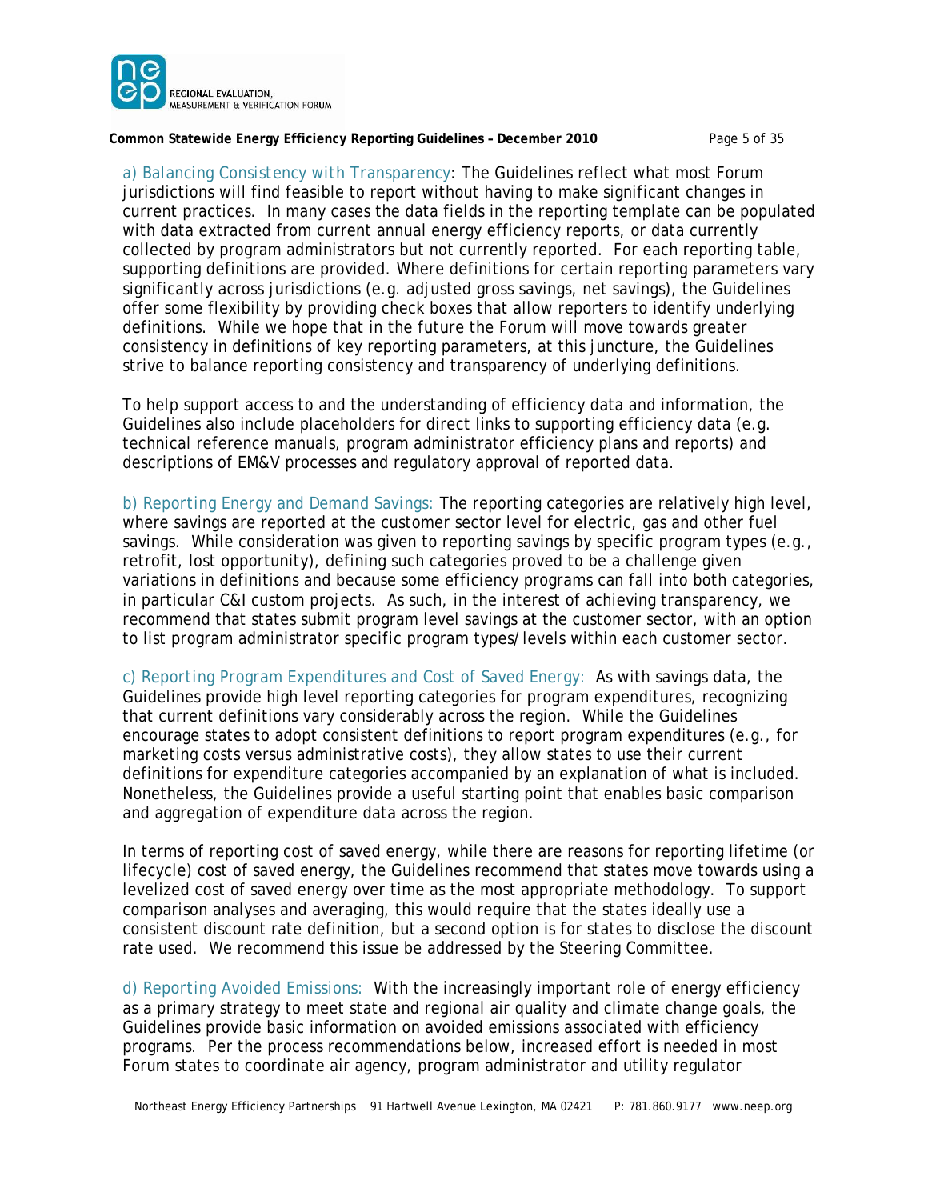a) Balancing Consistency with Transparency: The Guidelines reflect what most Forum jurisdictions will find feasible to report without having to make significant changes in current practices. In many cases the data fields in the reporting template can be populated with data extracted from current annual energy efficiency reports, or data currently collected by program administrators but not currently reported. For each reporting table, supporting definitions are provided. Where definitions for certain reporting parameters vary significantly across jurisdictions (e.g. adjusted gross savings, net savings), the Guidelines offer some flexibility by providing check boxes that allow reporters to identify underlying definitions. While we hope that in the future the Forum will move towards greater consistency in definitions of key reporting parameters, at this juncture, the Guidelines strive to balance reporting consistency and transparency of underlying definitions.

To help support access to and the understanding of efficiency data and information, the Guidelines also include placeholders for direct links to supporting efficiency data (e.g. technical reference manuals, program administrator efficiency plans and reports) and descriptions of EM&V processes and regulatory approval of reported data.

b) Reporting Energy and Demand Savings: The reporting categories are relatively high level, where savings are reported at the customer sector level for electric, gas and other fuel savings. While consideration was given to reporting savings by specific program types (e.g., retrofit, lost opportunity), defining such categories proved to be a challenge given variations in definitions and because some efficiency programs can fall into both categories, in particular C&I custom projects. As such, in the interest of achieving transparency, we recommend that states submit program level savings at the customer sector, with an option to list program administrator specific program types/levels within each customer sector.

c) Reporting Program Expenditures and Cost of Saved Energy: As with savings data, the Guidelines provide high level reporting categories for program expenditures, recognizing that current definitions vary considerably across the region. While the Guidelines encourage states to adopt consistent definitions to report program expenditures (e.g., for marketing costs versus administrative costs), they allow states to use their current definitions for expenditure categories accompanied by an explanation of what is included. Nonetheless, the Guidelines provide a useful starting point that enables basic comparison and aggregation of expenditure data across the region.

In terms of reporting cost of saved energy, while there are reasons for reporting lifetime (or lifecycle) cost of saved energy, the Guidelines recommend that states move towards using a levelized cost of saved energy over time as the most appropriate methodology. To support comparison analyses and averaging, this would require that the states ideally use a consistent discount rate definition, but a second option is for states to disclose the discount rate used. We recommend this issue be addressed by the Steering Committee.

d) Reporting Avoided Emissions: With the increasingly important role of energy efficiency as a primary strategy to meet state and regional air quality and climate change goals, the Guidelines provide basic information on avoided emissions associated with efficiency programs. Per the process recommendations below, increased effort is needed in most Forum states to coordinate air agency, program administrator and utility regulator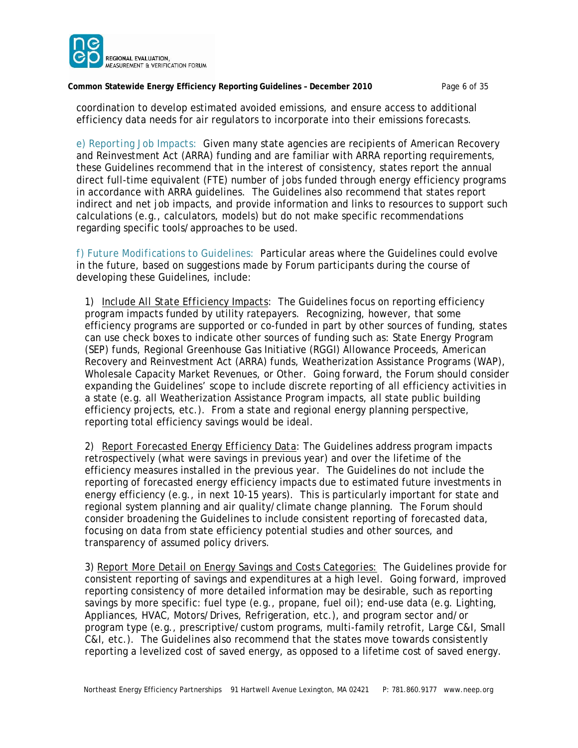coordination to develop estimated avoided emissions, and ensure access to additional efficiency data needs for air regulators to incorporate into their emissions forecasts.

e) Reporting Job Impacts: Given many state agencies are recipients of American Recovery and Reinvestment Act (ARRA) funding and are familiar with ARRA reporting requirements, these Guidelines recommend that in the interest of consistency, states report the annual direct full-time equivalent (FTE) number of jobs funded through energy efficiency programs in accordance with ARRA guidelines. The Guidelines also recommend that states report indirect and net job impacts, and provide information and links to resources to support such calculations (e.g., calculators, models) but do not make specific recommendations regarding specific tools/approaches to be used.

f) Future Modifications to Guidelines: Particular areas where the Guidelines could evolve in the future, based on suggestions made by Forum participants during the course of developing these Guidelines, include:

1) Include All State Efficiency Impacts: The Guidelines focus on reporting efficiency program impacts funded by utility ratepayers. Recognizing, however, that some efficiency programs are supported or co-funded in part by other sources of funding, states can use check boxes to indicate other sources of funding such as: State Energy Program (SEP) funds, Regional Greenhouse Gas Initiative (RGGI) Allowance Proceeds, American Recovery and Reinvestment Act (ARRA) funds, Weatherization Assistance Programs (WAP), Wholesale Capacity Market Revenues, or Other. Going forward, the Forum should consider expanding the Guidelines' scope to include discrete reporting of all efficiency activities in a state (e.g. all Weatherization Assistance Program impacts, all state public building efficiency projects, etc.). From a state and regional energy planning perspective, reporting total efficiency savings would be ideal.

2) Report Forecasted Energy Efficiency Data: The Guidelines address program impacts retrospectively (what were savings in previous year) and over the lifetime of the efficiency measures installed in the previous year. The Guidelines do not include the reporting of forecasted energy efficiency impacts due to estimated future investments in energy efficiency (e.g., in next 10-15 years). This is particularly important for state and regional system planning and air quality/climate change planning. The Forum should consider broadening the Guidelines to include consistent reporting of forecasted data, focusing on data from state efficiency potential studies and other sources, and transparency of assumed policy drivers.

3) Report More Detail on Energy Savings and Costs Categories: The Guidelines provide for consistent reporting of savings and expenditures at a high level. Going forward, improved reporting consistency of more detailed information may be desirable, such as reporting savings by more specific: fuel type (e.g., propane, fuel oil); end-use data (e.g. Lighting, Appliances, HVAC, Motors/Drives, Refrigeration, etc.), and program sector and/or program type (e.g., prescriptive/custom programs, multi-family retrofit, Large C&I, Small C&I, etc.). The Guidelines also recommend that the states move towards consistently reporting a levelized cost of saved energy, as opposed to a lifetime cost of saved energy.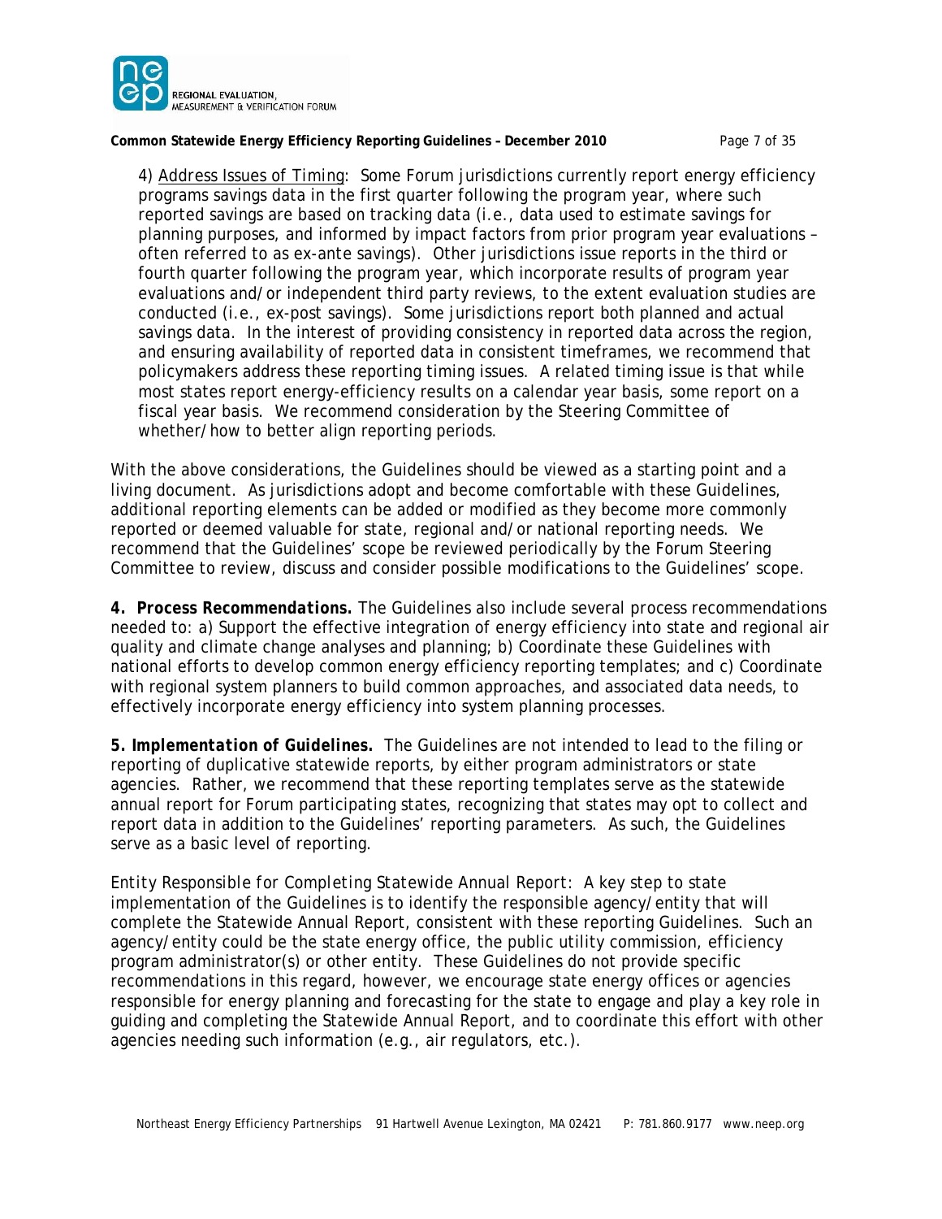4) Address Issues of Timing: Some Forum jurisdictions currently report energy efficiency programs savings data in the first quarter following the program year, where such reported savings are based on tracking data (i.e., data used to estimate savings for planning purposes, and informed by impact factors from prior program year evaluations – often referred to as ex-ante savings). Other jurisdictions issue reports in the third or fourth quarter following the program year, which incorporate results of program year evaluations and/or independent third party reviews, to the extent evaluation studies are conducted (i.e., ex-post savings). Some jurisdictions report both planned and actual savings data. In the interest of providing consistency in reported data across the region, and ensuring availability of reported data in consistent timeframes, we recommend that policymakers address these reporting timing issues. A related timing issue is that while most states report energy-efficiency results on a calendar year basis, some report on a fiscal year basis. We recommend consideration by the Steering Committee of whether/how to better align reporting periods.

With the above considerations, the Guidelines should be viewed as a starting point and a living document. As jurisdictions adopt and become comfortable with these Guidelines, additional reporting elements can be added or modified as they become more commonly reported or deemed valuable for state, regional and/or national reporting needs. We recommend that the Guidelines' scope be reviewed periodically by the Forum Steering Committee to review, discuss and consider possible modifications to the Guidelines' scope.

***4. Process Recommendations.*** The Guidelines also include several process recommendations needed to: a) Support the effective integration of energy efficiency into state and regional air quality and climate change analyses and planning; b) Coordinate these Guidelines with national efforts to develop common energy efficiency reporting templates; and c) Coordinate with regional system planners to build common approaches, and associated data needs, to effectively incorporate energy efficiency into system planning processes.

***5. Implementation of Guidelines.*** The Guidelines are not intended to lead to the filing or reporting of duplicative statewide reports, by either program administrators or state agencies. Rather, we recommend that these reporting templates serve as the statewide annual report for Forum participating states, recognizing that states may opt to collect and report data in addition to the Guidelines' reporting parameters. As such, the Guidelines serve as a basic level of reporting.

*Entity Responsible for Completing Statewide Annual Report:* A key step to state implementation of the Guidelines is to identify the responsible agency/entity that will complete the Statewide Annual Report, consistent with these reporting Guidelines. Such an agency/entity could be the state energy office, the public utility commission, efficiency program administrator(s) or other entity. These Guidelines do not provide specific recommendations in this regard, however, we encourage state energy offices or agencies responsible for energy planning and forecasting for the state to engage and play a key role in guiding and completing the Statewide Annual Report, and to coordinate this effort with other agencies needing such information (e.g., air regulators, etc.).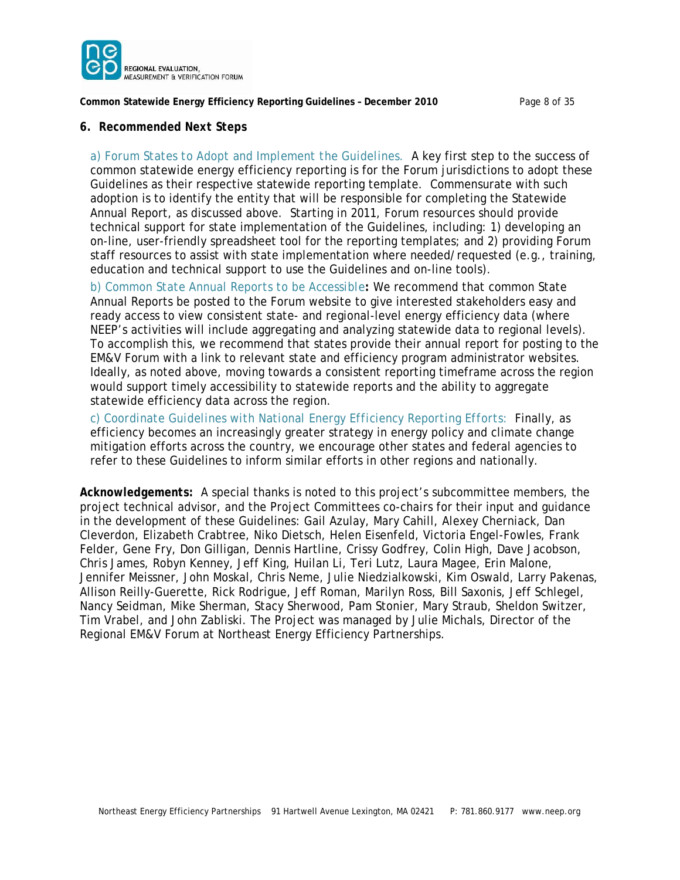## 6. Recommended Next Steps

a) Forum States to Adopt and Implement the Guidelines. A key first step to the success of common statewide energy efficiency reporting is for the Forum jurisdictions to adopt these Guidelines as their respective statewide reporting template. Commensurate with such adoption is to identify the entity that will be responsible for completing the Statewide Annual Report, as discussed above. Starting in 2011, Forum resources should provide technical support for state implementation of the Guidelines, including: 1) developing an on-line, user-friendly spreadsheet tool for the reporting templates; and 2) providing Forum staff resources to assist with state implementation where needed/requested (e.g., training, education and technical support to use the Guidelines and on-line tools).

b) Common State Annual Reports to be Accessible**:** We recommend that common State Annual Reports be posted to the Forum website to give interested stakeholders easy and ready access to view consistent state- and regional-level energy efficiency data (where NEEP's activities will include aggregating and analyzing statewide data to regional levels). To accomplish this, we recommend that states provide their annual report for posting to the EM&V Forum with a link to relevant state and efficiency program administrator websites. Ideally, as noted above, moving towards a consistent reporting timeframe across the region would support timely accessibility to statewide reports and the ability to aggregate statewide efficiency data across the region.

c) Coordinate Guidelines with National Energy Efficiency Reporting Efforts: Finally, as efficiency becomes an increasingly greater strategy in energy policy and climate change mitigation efforts across the country, we encourage other states and federal agencies to refer to these Guidelines to inform similar efforts in other regions and nationally.

**Acknowledgements:** A special thanks is noted to this project's subcommittee members, the project technical advisor, and the Project Committees co-chairs for their input and guidance in the development of these Guidelines: Gail Azulay, Mary Cahill, Alexey Cherniack, Dan Cleverdon, Elizabeth Crabtree, Niko Dietsch, Helen Eisenfeld, Victoria Engel-Fowles, Frank Felder, Gene Fry, Don Gilligan, Dennis Hartline, Crissy Godfrey, Colin High, Dave Jacobson, Chris James, Robyn Kenney, Jeff King, Huilan Li, Teri Lutz, Laura Magee, Erin Malone, Jennifer Meissner, John Moskal, Chris Neme, Julie Niedzialkowski, Kim Oswald, Larry Pakenas, Allison Reilly-Guerette, Rick Rodrigue, Jeff Roman, Marilyn Ross, Bill Saxonis, Jeff Schlegel, Nancy Seidman, Mike Sherman, Stacy Sherwood, Pam Stonier, Mary Straub, Sheldon Switzer, Tim Vrabel, and John Zabliski. The Project was managed by Julie Michals, Director of the Regional EM&V Forum at Northeast Energy Efficiency Partnerships.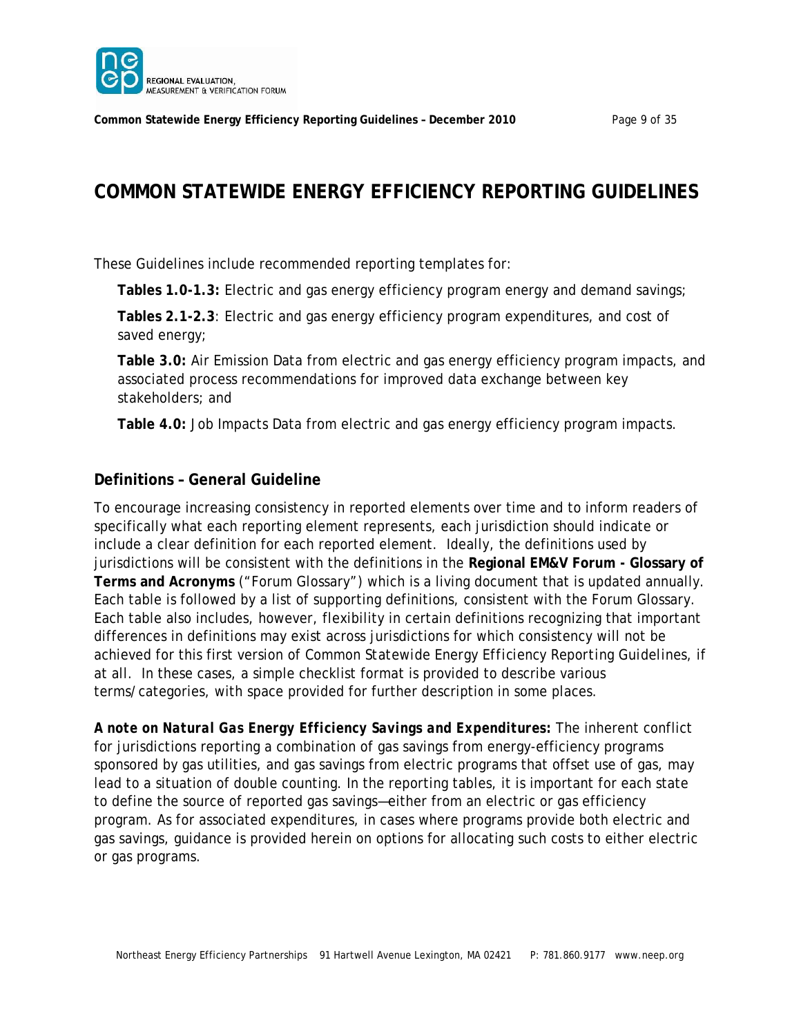# COMMON STATEWIDE ENERGY EFFICIENCY REPORTING GUIDELINES

These Guidelines include recommended reporting templates for:

**Tables 1.0-1.3:** Electric and gas energy efficiency program energy and demand savings;

**Tables 2.1-2.3**: Electric and gas energy efficiency program expenditures, and cost of saved energy;

**Table 3.0:** Air Emission Data from electric and gas energy efficiency program impacts, and associated process recommendations for improved data exchange between key stakeholders; and

**Table 4.0:** Job Impacts Data from electric and gas energy efficiency program impacts.

## Definitions – General Guideline

To encourage increasing consistency in reported elements over time and to inform readers of specifically what each reporting element represents, each jurisdiction should indicate or include a clear definition for each reported element. Ideally, the definitions used by jurisdictions will be consistent with the definitions in the **Regional EM&V Forum - Glossary of Terms and Acronyms** ("Forum Glossary") which is a living document that is updated annually. Each table is followed by a list of supporting definitions, consistent with the Forum Glossary. Each table also includes, however, flexibility in certain definitions recognizing that important differences in definitions may exist across jurisdictions for which consistency will not be achieved for this first version of *Common Statewide Energy Efficiency Reporting Guidelines*, if at all. In these cases, a simple checklist format is provided to describe various terms/categories, with space provided for further description in some places.

***A note on Natural Gas Energy Efficiency Savings and Expenditures:*** The inherent conflict for jurisdictions reporting a combination of gas savings from energy-efficiency programs sponsored by gas utilities, and gas savings from electric programs that offset use of gas, may lead to a situation of double counting. In the reporting tables, it is important for each state to define the source of reported gas savings—either from an electric or gas efficiency program. As for associated expenditures, in cases where programs provide both electric and gas savings, guidance is provided herein on options for allocating such costs to either electric or gas programs.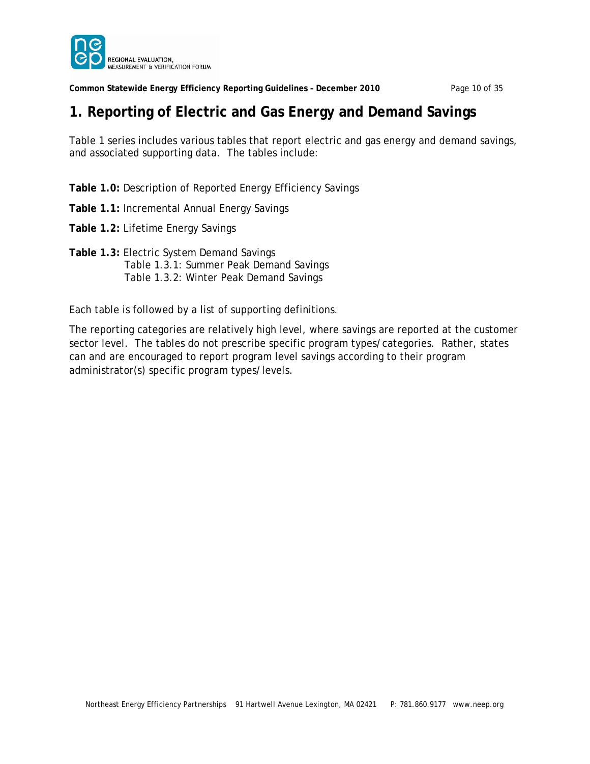# 1. Reporting of Electric and Gas Energy and Demand Savings

Table 1 series includes various tables that report electric and gas energy and demand savings, and associated supporting data. The tables include:

**Table 1.0:** Description of Reported Energy Efficiency Savings

**Table 1.1:** Incremental Annual Energy Savings

**Table 1.2:** Lifetime Energy Savings

**Table 1.3:** Electric System Demand Savings
- Table 1.3.1: Summer Peak Demand Savings
- Table 1.3.2: Winter Peak Demand Savings

Each table is followed by a list of supporting definitions.

The reporting categories are relatively high level, where savings are reported at the customer sector level. The tables do not prescribe specific program types/categories. Rather, states can and are encouraged to report program level savings according to their program administrator(s) specific program types/levels.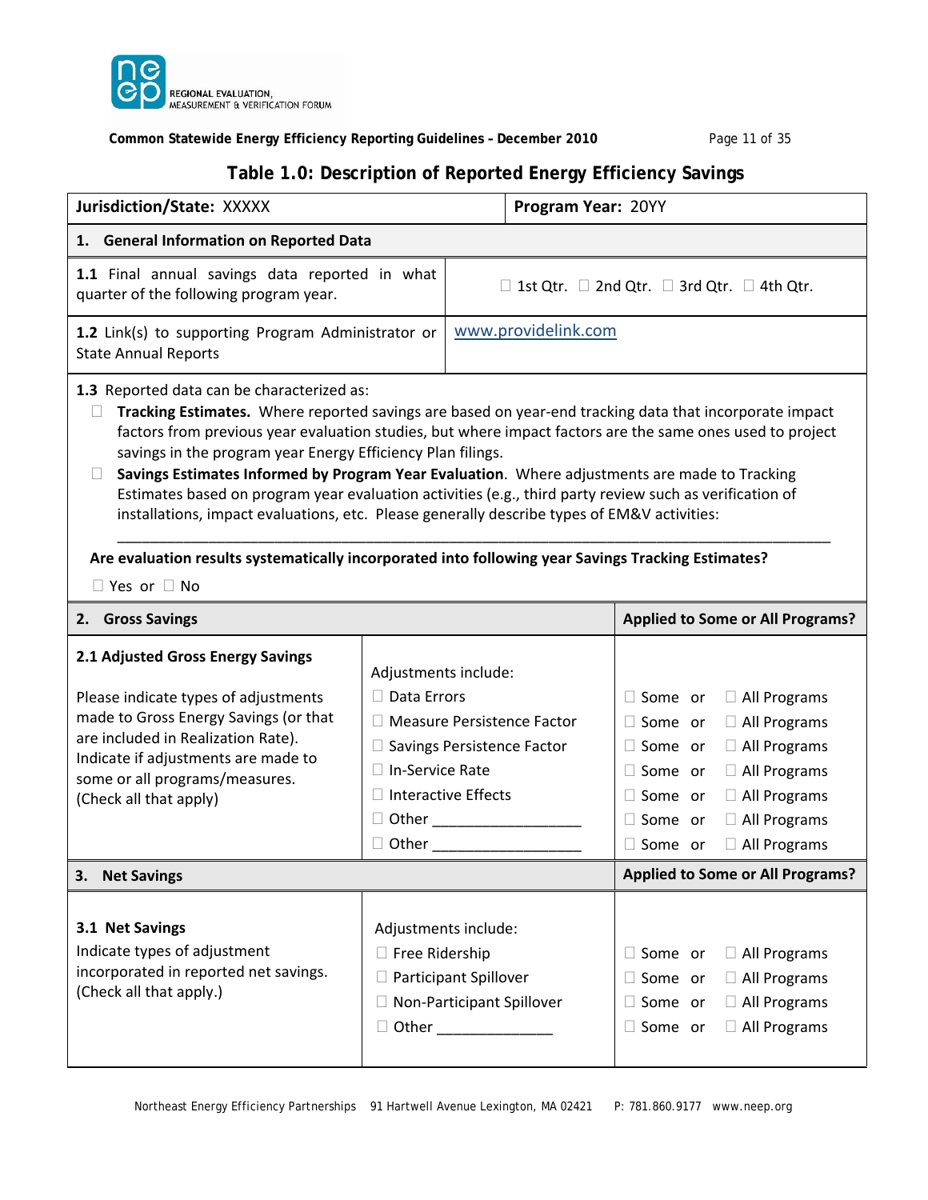## Table 1.0: Description of Reported Energy Efficiency Savings

| **Jurisdiction/State:** XXXXX | **Program Year:** 20YY |
|---|---|

### 1. General Information on Reported Data

| | |
|---|---|
| **1.1** Final annual savings data reported in what quarter of the following program year. | ☐ 1st Qtr. ☐ 2nd Qtr. ☐ 3rd Qtr. ☐ 4th Qtr. |
| **1.2** Link(s) to supporting Program Administrator or State Annual Reports | www.providelink.com |

**1.3** Reported data can be characterized as:

- ☐ **Tracking Estimates.** Where reported savings are based on year-end tracking data that incorporate impact factors from previous year evaluation studies, but where impact factors are the same ones used to project savings in the program year Energy Efficiency Plan filings.
- ☐ **Savings Estimates Informed by Program Year Evaluation**. Where adjustments are made to Tracking Estimates based on program year evaluation activities (e.g., third party review such as verification of installations, impact evaluations, etc. Please generally describe types of EM&V activities:

________________________________________________________________________________

**Are evaluation results systematically incorporated into following year Savings Tracking Estimates?**

☐ Yes or ☐ No

| **2. Gross Savings** | | **Applied to Some or All Programs?** |
|---|---|---|
| **2.1 Adjusted Gross Energy Savings**<br><br>Please indicate types of adjustments made to Gross Energy Savings (or that are included in Realization Rate). Indicate if adjustments are made to some or all programs/measures. (Check all that apply) | Adjustments include: | |
| | ☐ Data Errors | ☐ Some or ☐ All Programs |
| | ☐ Measure Persistence Factor | ☐ Some or ☐ All Programs |
| | ☐ Savings Persistence Factor | ☐ Some or ☐ All Programs |
| | ☐ In-Service Rate | ☐ Some or ☐ All Programs |
| | ☐ Interactive Effects | ☐ Some or ☐ All Programs |
| | ☐ Other ________________ | ☐ Some or ☐ All Programs |
| | ☐ Other ________________ | ☐ Some or ☐ All Programs |

| **3. Net Savings** | | **Applied to Some or All Programs?** |
|---|---|---|
| **3.1 Net Savings**<br>Indicate types of adjustment incorporated in reported net savings. (Check all that apply.) | Adjustments include: | |
| | ☐ Free Ridership | ☐ Some or ☐ All Programs |
| | ☐ Participant Spillover | ☐ Some or ☐ All Programs |
| | ☐ Non-Participant Spillover | ☐ Some or ☐ All Programs |
| | ☐ Other _____________ | ☐ Some or ☐ All Programs |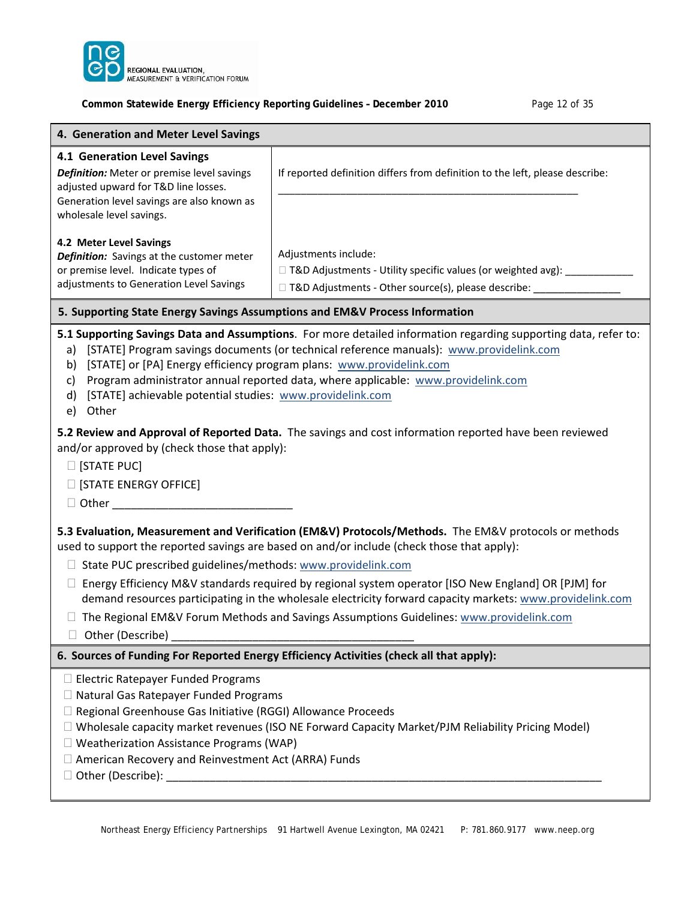## 4. Generation and Meter Level Savings

| **4.1 Generation Level Savings** | |
|---|---|
| ***Definition:*** Meter or premise level savings adjusted upward for T&D line losses. Generation level savings are also known as wholesale level savings. | If reported definition differs from definition to the left, please describe: _____________________________________________________ |
| **4.2 Meter Level Savings** ***Definition:*** Savings at the customer meter or premise level. Indicate types of adjustments to Generation Level Savings | Adjustments include: ☐ T&D Adjustments - Utility specific values (or weighted avg): ____________ ☐ T&D Adjustments - Other source(s), please describe: _______________ |

## 5. Supporting State Energy Savings Assumptions and EM&V Process Information

**5.1 Supporting Savings Data and Assumptions**. For more detailed information regarding supporting data, refer to:

a) [STATE] Program savings documents (or technical reference manuals): www.providelink.com
b) [STATE] or [PA] Energy efficiency program plans: www.providelink.com
c) Program administrator annual reported data, where applicable: www.providelink.com
d) [STATE] achievable potential studies: www.providelink.com
e) Other

**5.2 Review and Approval of Reported Data.** The savings and cost information reported have been reviewed and/or approved by (check those that apply):

☐ [STATE PUC]

☐ [STATE ENERGY OFFICE]

☐ Other _____________________________

**5.3 Evaluation, Measurement and Verification (EM&V) Protocols/Methods.** The EM&V protocols or methods used to support the reported savings are based on and/or include (check those that apply):

☐ State PUC prescribed guidelines/methods: www.providelink.com

☐ Energy Efficiency M&V standards required by regional system operator [ISO New England] OR [PJM] for demand resources participating in the wholesale electricity forward capacity markets: www.providelink.com

☐ The Regional EM&V Forum Methods and Savings Assumptions Guidelines: www.providelink.com

☐ Other (Describe) _______________________________________

## 6. Sources of Funding For Reported Energy Efficiency Activities (check all that apply):

☐ Electric Ratepayer Funded Programs
☐ Natural Gas Ratepayer Funded Programs
☐ Regional Greenhouse Gas Initiative (RGGI) Allowance Proceeds
☐ Wholesale capacity market revenues (ISO NE Forward Capacity Market/PJM Reliability Pricing Model)
☐ Weatherization Assistance Programs (WAP)
☐ American Recovery and Reinvestment Act (ARRA) Funds
☐ Other (Describe): ___________________________________________________________________________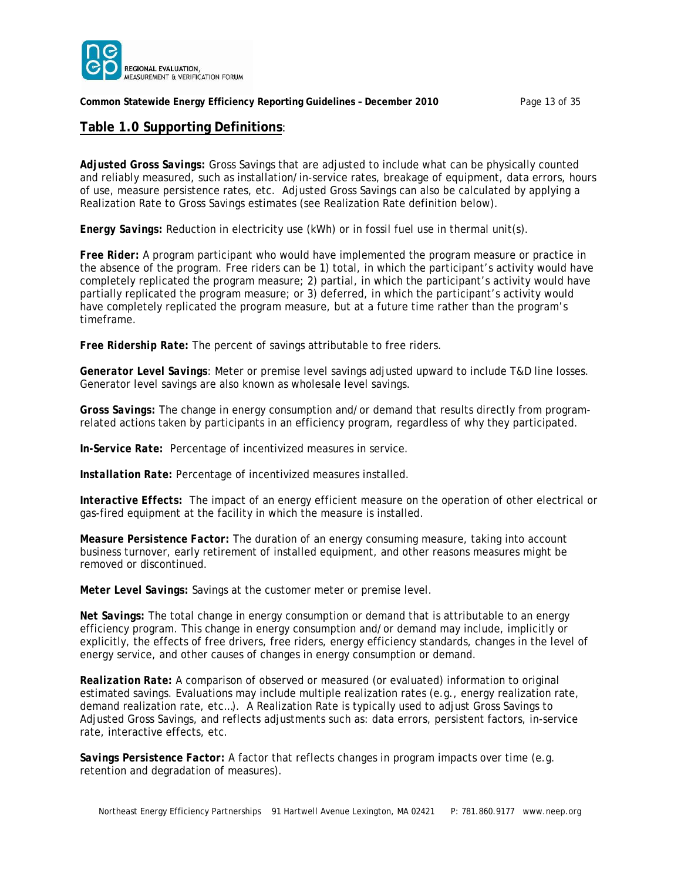## Table 1.0 Supporting Definitions:

***Adjusted Gross Savings:*** Gross Savings that are adjusted to include what can be physically counted and reliably measured, such as installation/in-service rates, breakage of equipment, data errors, hours of use, measure persistence rates, etc. Adjusted Gross Savings can also be calculated by applying a Realization Rate to Gross Savings estimates (see Realization Rate definition below).

***Energy Savings:*** Reduction in electricity use (kWh) or in fossil fuel use in thermal unit(s).

***Free Rider:*** A program participant who would have implemented the program measure or practice in the absence of the program. Free riders can be 1) total, in which the participant's activity would have completely replicated the program measure; 2) partial, in which the participant's activity would have partially replicated the program measure; or 3) deferred, in which the participant's activity would have completely replicated the program measure, but at a future time rather than the program's timeframe.

***Free Ridership Rate:*** The percent of savings attributable to free riders.

***Generator Level Savings***: Meter or premise level savings adjusted upward to include T&D line losses. Generator level savings are also known as wholesale level savings.

***Gross Savings:*** The change in energy consumption and/or demand that results directly from program-related actions taken by participants in an efficiency program, regardless of why they participated.

***In-Service Rate:*** Percentage of incentivized measures in service.

***Installation Rate:*** Percentage of incentivized measures installed.

***Interactive Effects:*** The impact of an energy efficient measure on the operation of other electrical or gas-fired equipment at the facility in which the measure is installed.

***Measure Persistence Factor:*** The duration of an energy consuming measure, taking into account business turnover, early retirement of installed equipment, and other reasons measures might be removed or discontinued.

***Meter Level Savings:*** Savings at the customer meter or premise level.

***Net Savings:*** The total change in energy consumption or demand that is attributable to an energy efficiency program. This change in energy consumption and/or demand may include, implicitly or explicitly, the effects of free drivers, free riders, energy efficiency standards, changes in the level of energy service, and other causes of changes in energy consumption or demand.

***Realization Rate:*** A comparison of observed or measured (or evaluated) information to original estimated savings. Evaluations may include multiple realization rates (e.g., energy realization rate, demand realization rate, etc…). A Realization Rate is typically used to adjust Gross Savings to Adjusted Gross Savings, and reflects adjustments such as: data errors, persistent factors, in-service rate, interactive effects, etc.

***Savings Persistence Factor:*** A factor that reflects changes in program impacts over time (e.g. retention and degradation of measures).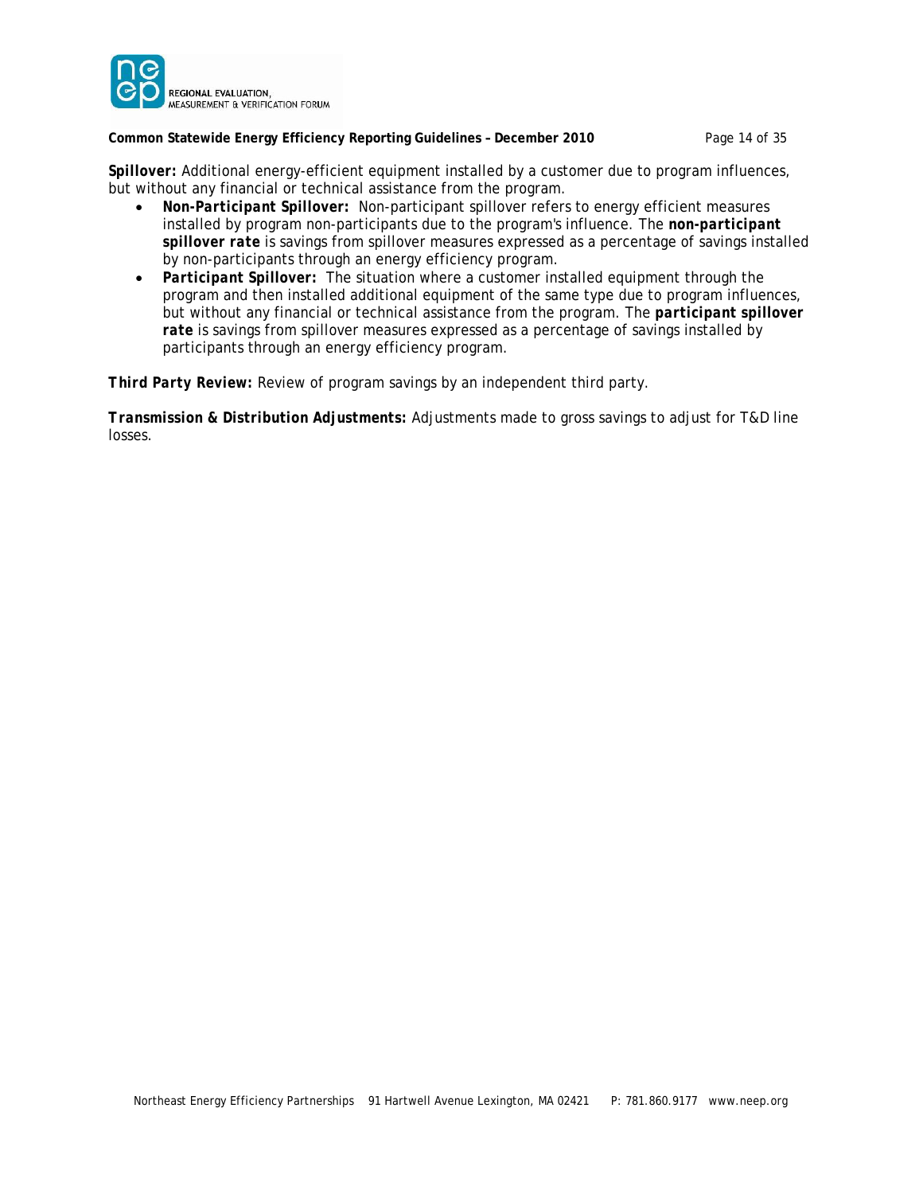**Spillover:** Additional energy-efficient equipment installed by a customer due to program influences, but without any financial or technical assistance from the program.

- ***Non-Participant Spillover:*** Non-participant spillover refers to energy efficient measures installed by program non-participants due to the program's influence. The ***non-participant spillover rate*** is savings from spillover measures expressed as a percentage of savings installed by non-participants through an energy efficiency program.
- ***Participant Spillover:*** The situation where a customer installed equipment through the program and then installed additional equipment of the same type due to program influences, but without any financial or technical assistance from the program. The ***participant spillover rate*** is savings from spillover measures expressed as a percentage of savings installed by participants through an energy efficiency program.

***Third Party Review:*** Review of program savings by an independent third party.

***Transmission & Distribution Adjustments:*** Adjustments made to gross savings to adjust for T&D line losses.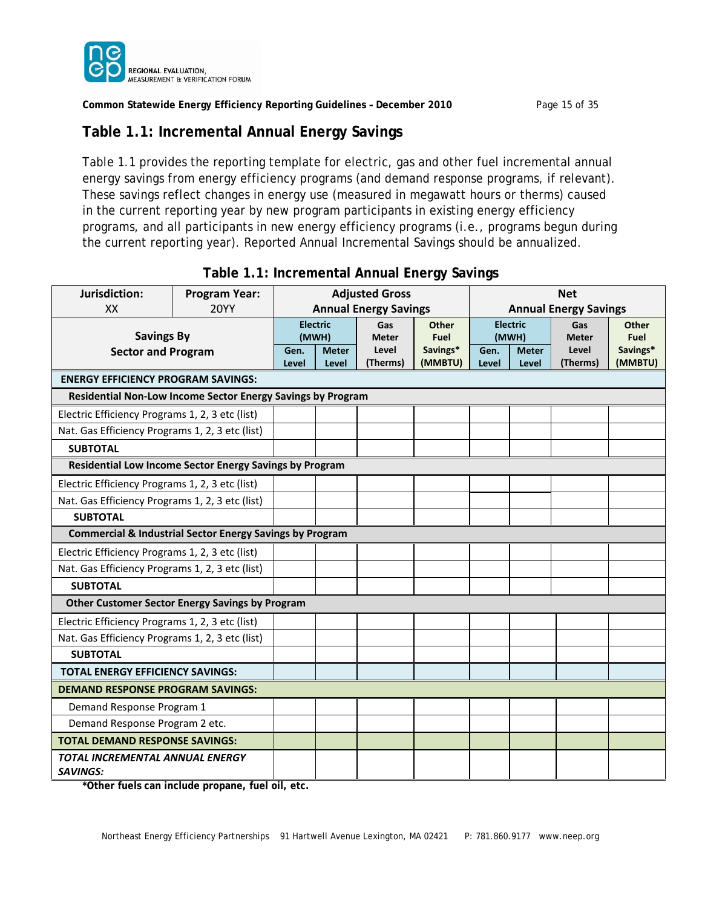## Table 1.1: Incremental Annual Energy Savings

Table 1.1 provides the reporting template for electric, gas and other fuel incremental annual energy savings from energy efficiency programs (and demand response programs, if relevant). These savings reflect changes in energy use (measured in megawatt hours or therms) caused in the current reporting year by new program participants in existing energy efficiency programs, and all participants in new energy efficiency programs (i.e., programs begun during the current reporting year). Reported Annual Incremental Savings should be annualized.

**Table 1.1: Incremental Annual Energy Savings**

| Jurisdiction: XX | Program Year: 20YY | Adjusted Gross Annual Energy Savings | | | | Net Annual Energy Savings | | | |
|---|---|---|---|---|---|---|---|---|---|
| Savings By Sector and Program | | Electric (MWH) Gen. Level | Electric (MWH) Meter Level | Gas Meter Level (Therms) | Other Fuel Savings* (MMBTU) | Electric (MWH) Gen. Level | Electric (MWH) Meter Level | Gas Meter Level (Therms) | Other Fuel Savings* (MMBTU) |
| **ENERGY EFFICIENCY PROGRAM SAVINGS:** | | | | | | | | | |
| **Residential Non-Low Income Sector Energy Savings by Program** | | | | | | | | | |
| Electric Efficiency Programs 1, 2, 3 etc (list) | | | | | | | | | |
| Nat. Gas Efficiency Programs 1, 2, 3 etc (list) | | | | | | | | | |
| **SUBTOTAL** | | | | | | | | | |
| **Residential Low Income Sector Energy Savings by Program** | | | | | | | | | |
| Electric Efficiency Programs 1, 2, 3 etc (list) | | | | | | | | | |
| Nat. Gas Efficiency Programs 1, 2, 3 etc (list) | | | | | | | | | |
| **SUBTOTAL** | | | | | | | | | |
| **Commercial & Industrial Sector Energy Savings by Program** | | | | | | | | | |
| Electric Efficiency Programs 1, 2, 3 etc (list) | | | | | | | | | |
| Nat. Gas Efficiency Programs 1, 2, 3 etc (list) | | | | | | | | | |
| **SUBTOTAL** | | | | | | | | | |
| **Other Customer Sector Energy Savings by Program** | | | | | | | | | |
| Electric Efficiency Programs 1, 2, 3 etc (list) | | | | | | | | | |
| Nat. Gas Efficiency Programs 1, 2, 3 etc (list) | | | | | | | | | |
| **SUBTOTAL** | | | | | | | | | |
| **TOTAL ENERGY EFFICIENCY SAVINGS:** | | | | | | | | | |
| **DEMAND RESPONSE PROGRAM SAVINGS:** | | | | | | | | | |
| Demand Response Program 1 | | | | | | | | | |
| Demand Response Program 2 etc. | | | | | | | | | |
| **TOTAL DEMAND RESPONSE SAVINGS:** | | | | | | | | | |
| ***TOTAL INCREMENTAL ANNUAL ENERGY SAVINGS:*** | | | | | | | | | |

**\*Other fuels can include propane, fuel oil, etc.**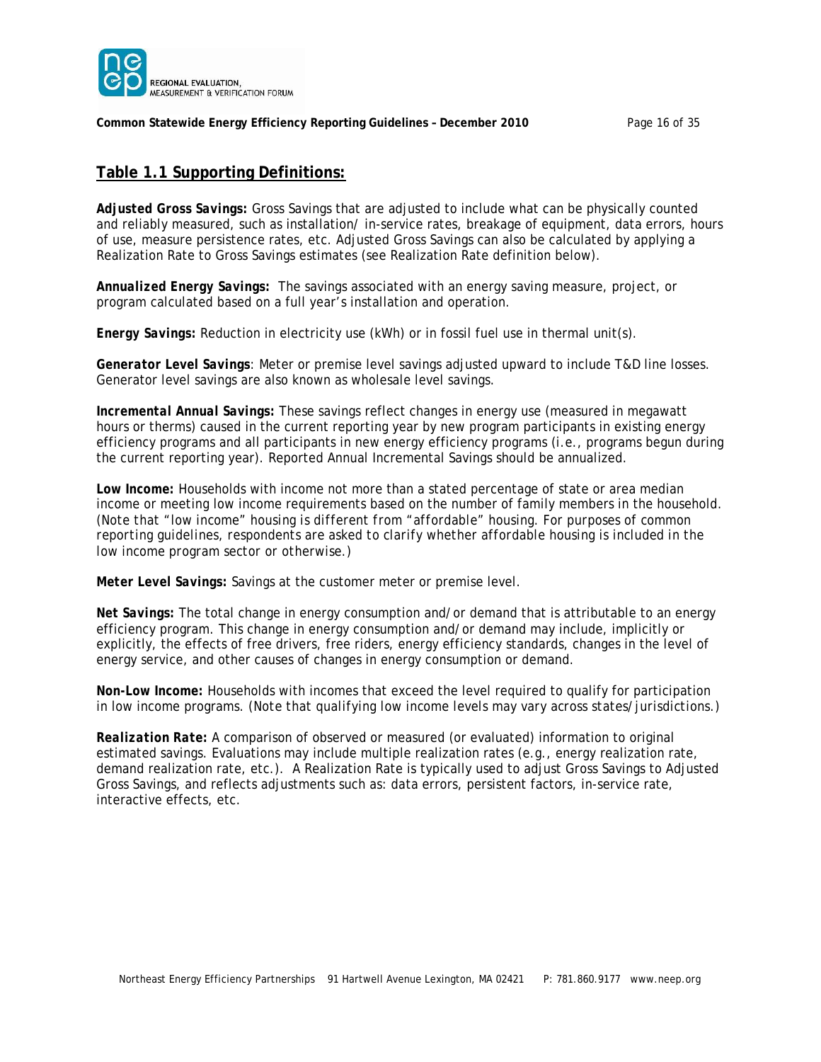## Table 1.1 Supporting Definitions:

***Adjusted Gross Savings:*** Gross Savings that are adjusted to include what can be physically counted and reliably measured, such as installation/ in-service rates, breakage of equipment, data errors, hours of use, measure persistence rates, etc. Adjusted Gross Savings can also be calculated by applying a Realization Rate to Gross Savings estimates (see Realization Rate definition below).

***Annualized Energy Savings:*** The savings associated with an energy saving measure, project, or program calculated based on a full year's installation and operation.

***Energy Savings:*** Reduction in electricity use (kWh) or in fossil fuel use in thermal unit(s).

***Generator Level Savings***: Meter or premise level savings adjusted upward to include T&D line losses. Generator level savings are also known as wholesale level savings.

***Incremental Annual Savings:*** These savings reflect changes in energy use (measured in megawatt hours or therms) caused in the current reporting year by new program participants in existing energy efficiency programs and all participants in new energy efficiency programs (i.e., programs begun during the current reporting year). Reported Annual Incremental Savings should be annualized.

**Low Income:** Households with income not more than a stated percentage of state or area median income or meeting low income requirements based on the number of family members in the household. *(Note that "low income" housing is different from "affordable" housing. For purposes of common reporting guidelines, respondents are asked to clarify whether affordable housing is included in the low income program sector or otherwise.)*

***Meter Level Savings:*** Savings at the customer meter or premise level.

***Net Savings:*** The total change in energy consumption and/or demand that is attributable to an energy efficiency program. This change in energy consumption and/or demand may include, implicitly or explicitly, the effects of free drivers, free riders, energy efficiency standards, changes in the level of energy service, and other causes of changes in energy consumption or demand.

**Non-Low Income:** Households with incomes that exceed the level required to qualify for participation in low income programs. *(Note that qualifying low income levels may vary across states/jurisdictions.)*

***Realization Rate:*** A comparison of observed or measured (or evaluated) information to original estimated savings. Evaluations may include multiple realization rates (e.g., energy realization rate, demand realization rate, etc.). A Realization Rate is typically used to adjust Gross Savings to Adjusted Gross Savings, and reflects adjustments such as: data errors, persistent factors, in-service rate, interactive effects, etc.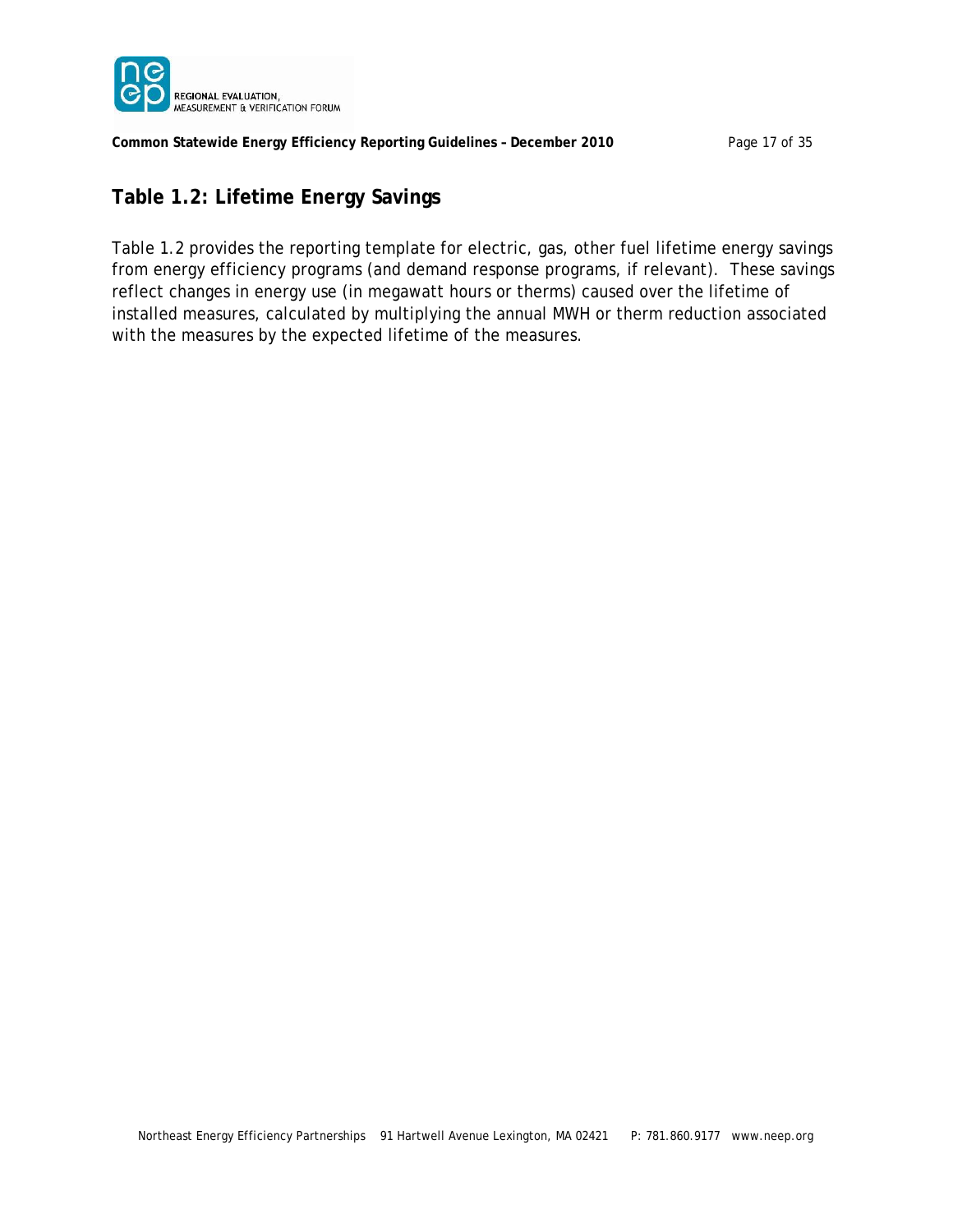## Table 1.2: Lifetime Energy Savings

Table 1.2 provides the reporting template for electric, gas, other fuel lifetime energy savings from energy efficiency programs (and demand response programs, if relevant). These savings reflect changes in energy use (in megawatt hours or therms) caused over the lifetime of installed measures, calculated by multiplying the annual MWH or therm reduction associated with the measures by the expected lifetime of the measures.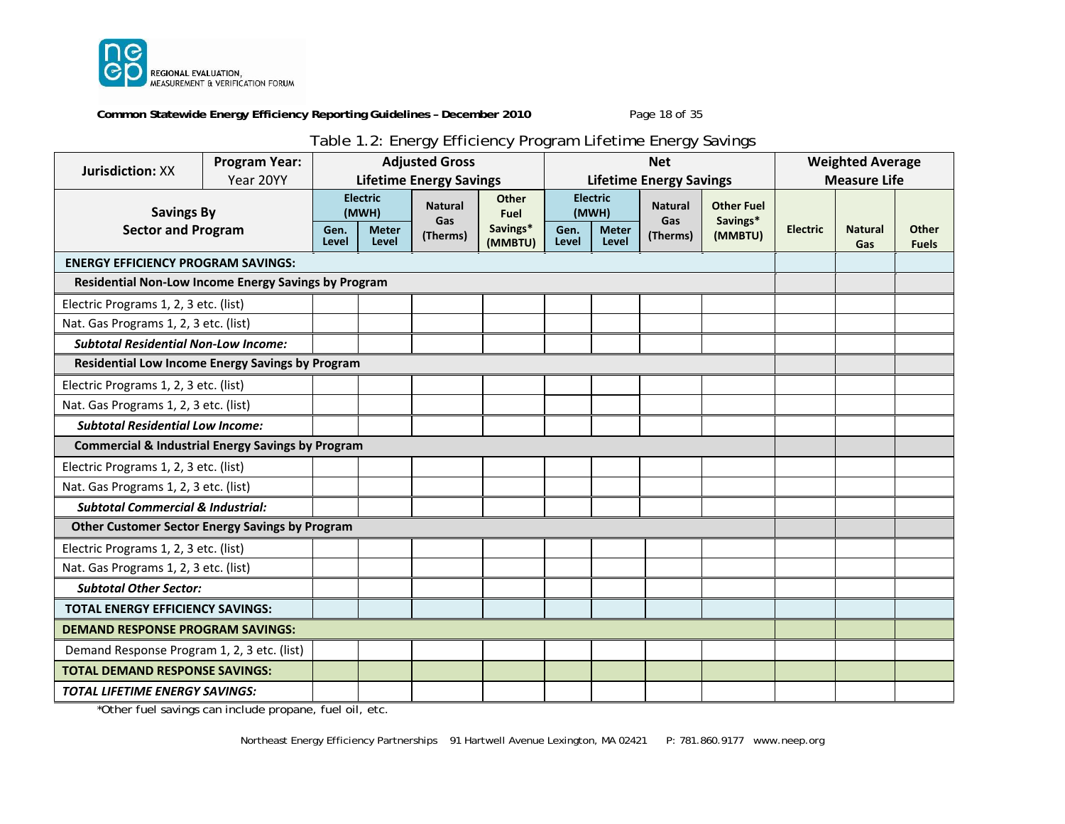Table 1.2: Energy Efficiency Program Lifetime Energy Savings

| Jurisdiction: XX | Program Year: Year 20YY | Adjusted Gross Lifetime Energy Savings | | | | Net Lifetime Energy Savings | | | | Weighted Average Measure Life | | |
|---|---|---|---|---|---|---|---|---|---|---|---|---|
| Savings By Sector and Program | | Electric (MWH) | | Natural Gas (Therms) | Other Fuel Savings* (MMBTU) | Electric (MWH) | | Natural Gas (Therms) | Other Fuel Savings* (MMBTU) | Electric | Natural Gas | Other Fuels |
| | | Gen. Level | Meter Level | | | Gen. Level | Meter Level | | | | | |
| **ENERGY EFFICIENCY PROGRAM SAVINGS:** | | | | | | | | | | | | |
| **Residential Non-Low Income Energy Savings by Program** | | | | | | | | | | | | |
| Electric Programs 1, 2, 3 etc. (list) | | | | | | | | | | | | |
| Nat. Gas Programs 1, 2, 3 etc. (list) | | | | | | | | | | | | |
| ***Subtotal Residential Non-Low Income:*** | | | | | | | | | | | | |
| **Residential Low Income Energy Savings by Program** | | | | | | | | | | | | |
| Electric Programs 1, 2, 3 etc. (list) | | | | | | | | | | | | |
| Nat. Gas Programs 1, 2, 3 etc. (list) | | | | | | | | | | | | |
| ***Subtotal Residential Low Income:*** | | | | | | | | | | | | |
| **Commercial & Industrial Energy Savings by Program** | | | | | | | | | | | | |
| Electric Programs 1, 2, 3 etc. (list) | | | | | | | | | | | | |
| Nat. Gas Programs 1, 2, 3 etc. (list) | | | | | | | | | | | | |
| ***Subtotal Commercial & Industrial:*** | | | | | | | | | | | | |
| **Other Customer Sector Energy Savings by Program** | | | | | | | | | | | | |
| Electric Programs 1, 2, 3 etc. (list) | | | | | | | | | | | | |
| Nat. Gas Programs 1, 2, 3 etc. (list) | | | | | | | | | | | | |
| ***Subtotal Other Sector:*** | | | | | | | | | | | | |
| **TOTAL ENERGY EFFICIENCY SAVINGS:** | | | | | | | | | | | | |
| **DEMAND RESPONSE PROGRAM SAVINGS:** | | | | | | | | | | | | |
| Demand Response Program 1, 2, 3 etc. (list) | | | | | | | | | | | | |
| **TOTAL DEMAND RESPONSE SAVINGS:** | | | | | | | | | | | | |
| ***TOTAL LIFETIME ENERGY SAVINGS:*** | | | | | | | | | | | | |

*Other fuel savings can include propane, fuel oil, etc.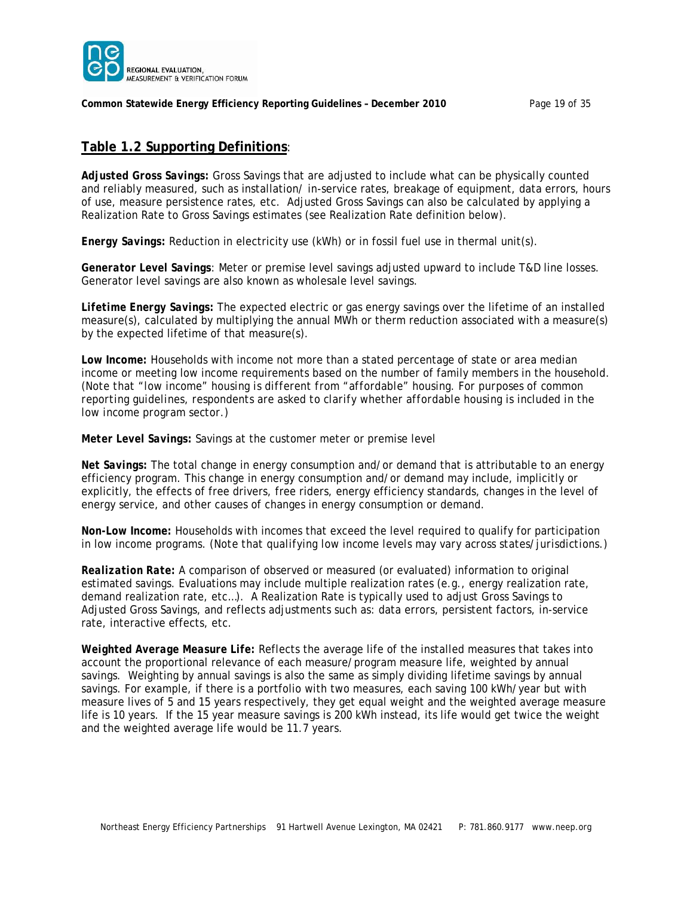## Table 1.2 Supporting Definitions:

**Adjusted Gross Savings:** Gross Savings that are adjusted to include what can be physically counted and reliably measured, such as installation/ in-service rates, breakage of equipment, data errors, hours of use, measure persistence rates, etc. Adjusted Gross Savings can also be calculated by applying a Realization Rate to Gross Savings estimates (see Realization Rate definition below).

**Energy Savings:** Reduction in electricity use (kWh) or in fossil fuel use in thermal unit(s).

**Generator Level Savings**: Meter or premise level savings adjusted upward to include T&D line losses. Generator level savings are also known as wholesale level savings.

**Lifetime Energy Savings:** The expected electric or gas energy savings over the lifetime of an installed measure(s), calculated by multiplying the annual MWh or therm reduction associated with a measure(s) by the expected lifetime of that measure(s).

**Low Income:** Households with income not more than a stated percentage of state or area median income or meeting low income requirements based on the number of family members in the household. *(Note that "low income" housing is different from "affordable" housing. For purposes of common reporting guidelines, respondents are asked to clarify whether affordable housing is included in the low income program sector.)*

**Meter Level Savings:** Savings at the customer meter or premise level

**Net Savings:** The total change in energy consumption and/or demand that is attributable to an energy efficiency program. This change in energy consumption and/or demand may include, implicitly or explicitly, the effects of free drivers, free riders, energy efficiency standards, changes in the level of energy service, and other causes of changes in energy consumption or demand.

**Non-Low Income:** Households with incomes that exceed the level required to qualify for participation in low income programs. *(Note that qualifying low income levels may vary across states/jurisdictions.)*

**Realization Rate:** A comparison of observed or measured (or evaluated) information to original estimated savings. Evaluations may include multiple realization rates (e.g., energy realization rate, demand realization rate, etc…). A Realization Rate is typically used to adjust Gross Savings to Adjusted Gross Savings, and reflects adjustments such as: data errors, persistent factors, in-service rate, interactive effects, etc.

**Weighted Average Measure Life:** Reflects the average life of the installed measures that takes into account the proportional relevance of each measure/program measure life, weighted by annual savings. Weighting by annual savings is also the same as simply dividing lifetime savings by annual savings. For example, if there is a portfolio with two measures, each saving 100 kWh/year but with measure lives of 5 and 15 years respectively, they get equal weight and the weighted average measure life is 10 years. If the 15 year measure savings is 200 kWh instead, its life would get twice the weight and the weighted average life would be 11.7 years.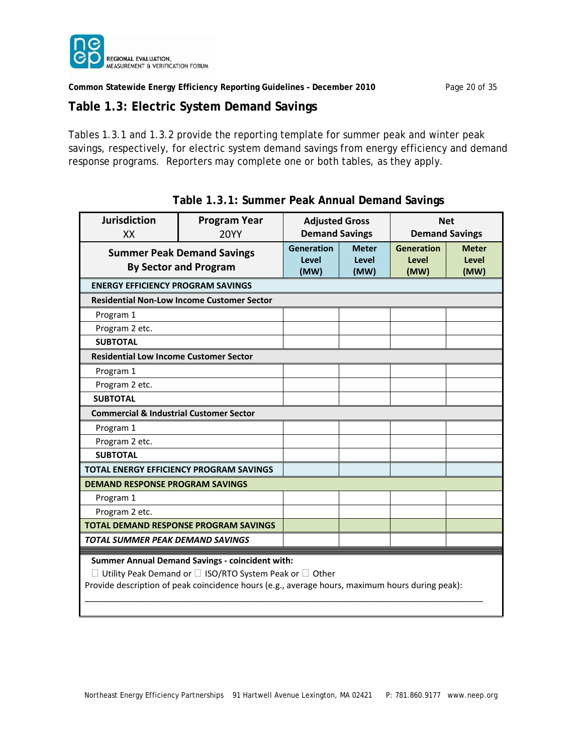## Table 1.3: Electric System Demand Savings

Tables 1.3.1 and 1.3.2 provide the reporting template for summer peak and winter peak savings, respectively, for electric system demand savings from energy efficiency and demand response programs. Reporters may complete one or both tables, as they apply.

### Table 1.3.1: Summer Peak Annual Demand Savings

| **Jurisdiction** XX | **Program Year** 20YY | **Adjusted Gross Demand Savings** | | **Net Demand Savings** | |
|---|---|---|---|---|---|
| **Summer Peak Demand Savings By Sector and Program** | | **Generation Level (MW)** | **Meter Level (MW)** | **Generation Level (MW)** | **Meter Level (MW)** |
| **ENERGY EFFICIENCY PROGRAM SAVINGS** | | | | | |
| **Residential Non-Low Income Customer Sector** | | | | | |
| Program 1 | | | | | |
| Program 2 etc. | | | | | |
| **SUBTOTAL** | | | | | |
| **Residential Low Income Customer Sector** | | | | | |
| Program 1 | | | | | |
| Program 2 etc. | | | | | |
| **SUBTOTAL** | | | | | |
| **Commercial & Industrial Customer Sector** | | | | | |
| Program 1 | | | | | |
| Program 2 etc. | | | | | |
| **SUBTOTAL** | | | | | |
| **TOTAL ENERGY EFFICIENCY PROGRAM SAVINGS** | | | | | |
| **DEMAND RESPONSE PROGRAM SAVINGS** | | | | | |
| Program 1 | | | | | |
| Program 2 etc. | | | | | |
| **TOTAL DEMAND RESPONSE PROGRAM SAVINGS** | | | | | |
| ***TOTAL SUMMER PEAK DEMAND SAVINGS*** | | | | | |

**Summer Annual Demand Savings - coincident with:**

☐ Utility Peak Demand or ☐ ISO/RTO System Peak or ☐ Other

Provide description of peak coincidence hours (e.g., average hours, maximum hours during peak):

_______________________________________________________________________________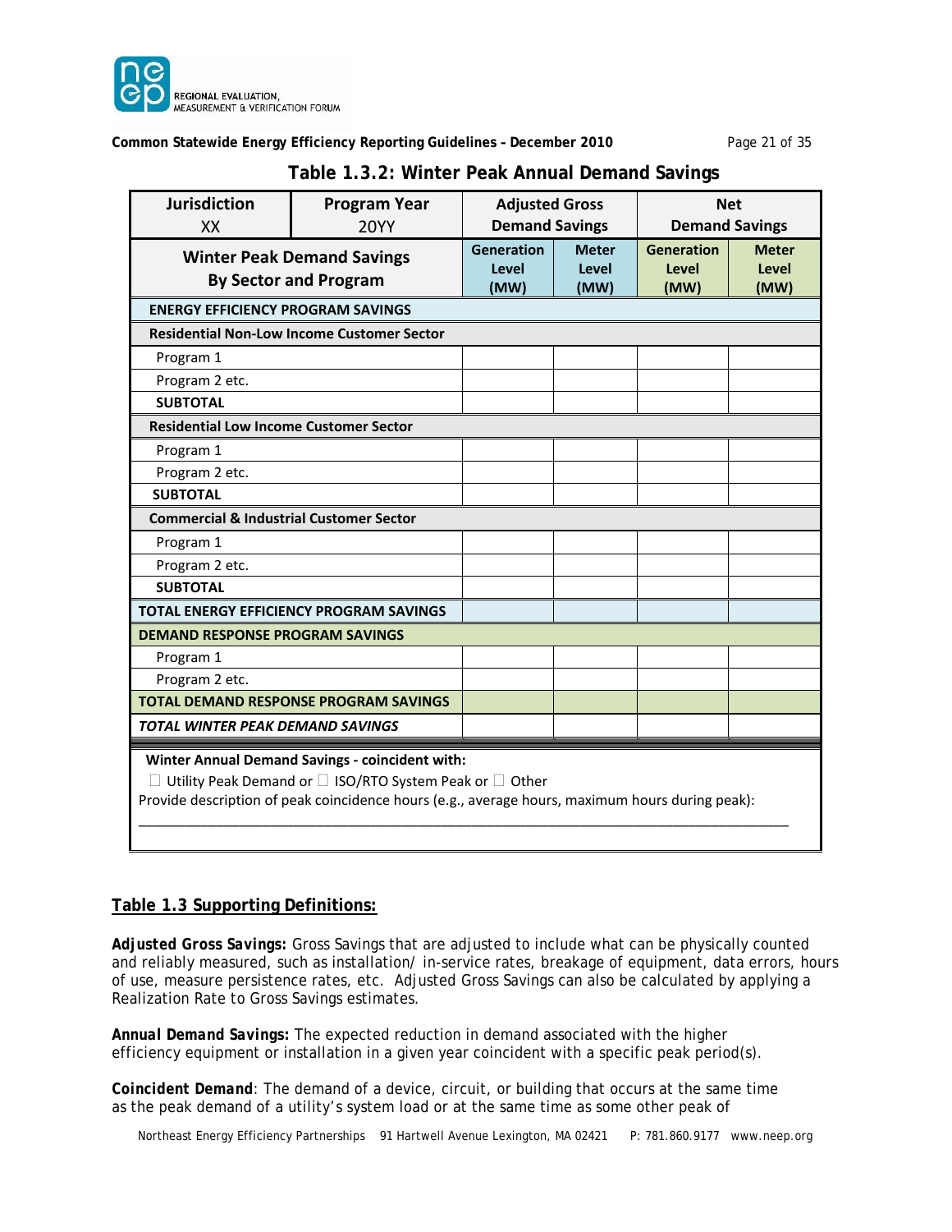## Table 1.3.2: Winter Peak Annual Demand Savings

| Jurisdiction XX | Program Year 20YY | Adjusted Gross Demand Savings | | Net Demand Savings | |
|---|---|---|---|---|---|
| **Winter Peak Demand Savings By Sector and Program** | | **Generation Level (MW)** | **Meter Level (MW)** | **Generation Level (MW)** | **Meter Level (MW)** |
| **ENERGY EFFICIENCY PROGRAM SAVINGS** | | | | | |
| **Residential Non-Low Income Customer Sector** | | | | | |
| Program 1 | | | | | |
| Program 2 etc. | | | | | |
| **SUBTOTAL** | | | | | |
| **Residential Low Income Customer Sector** | | | | | |
| Program 1 | | | | | |
| Program 2 etc. | | | | | |
| **SUBTOTAL** | | | | | |
| **Commercial & Industrial Customer Sector** | | | | | |
| Program 1 | | | | | |
| Program 2 etc. | | | | | |
| **SUBTOTAL** | | | | | |
| **TOTAL ENERGY EFFICIENCY PROGRAM SAVINGS** | | | | | |
| **DEMAND RESPONSE PROGRAM SAVINGS** | | | | | |
| Program 1 | | | | | |
| Program 2 etc. | | | | | |
| **TOTAL DEMAND RESPONSE PROGRAM SAVINGS** | | | | | |
| ***TOTAL WINTER PEAK DEMAND SAVINGS*** | | | | | |

**Winter Annual Demand Savings - coincident with:**

☐ Utility Peak Demand or ☐ ISO/RTO System Peak or ☐ Other

Provide description of peak coincidence hours (e.g., average hours, maximum hours during peak):

\_\_\_\_\_\_\_\_\_\_\_\_\_\_\_\_\_\_\_\_\_\_\_\_\_\_\_\_\_\_\_\_\_\_\_\_\_\_\_\_\_\_\_\_\_\_\_\_\_\_\_\_\_\_\_\_\_\_\_\_\_\_\_\_\_\_\_\_\_\_\_\_\_\_\_\_

## Table 1.3 Supporting Definitions:

***Adjusted Gross Savings:*** Gross Savings that are adjusted to include what can be physically counted and reliably measured, such as installation/ in-service rates, breakage of equipment, data errors, hours of use, measure persistence rates, etc. Adjusted Gross Savings can also be calculated by applying a Realization Rate to Gross Savings estimates.

***Annual Demand Savings:*** The expected reduction in demand associated with the higher efficiency equipment or installation in a given year coincident with a specific peak period(s).

***Coincident Demand***: The demand of a device, circuit, or building that occurs at the same time as the peak demand of a utility's system load or at the same time as some other peak of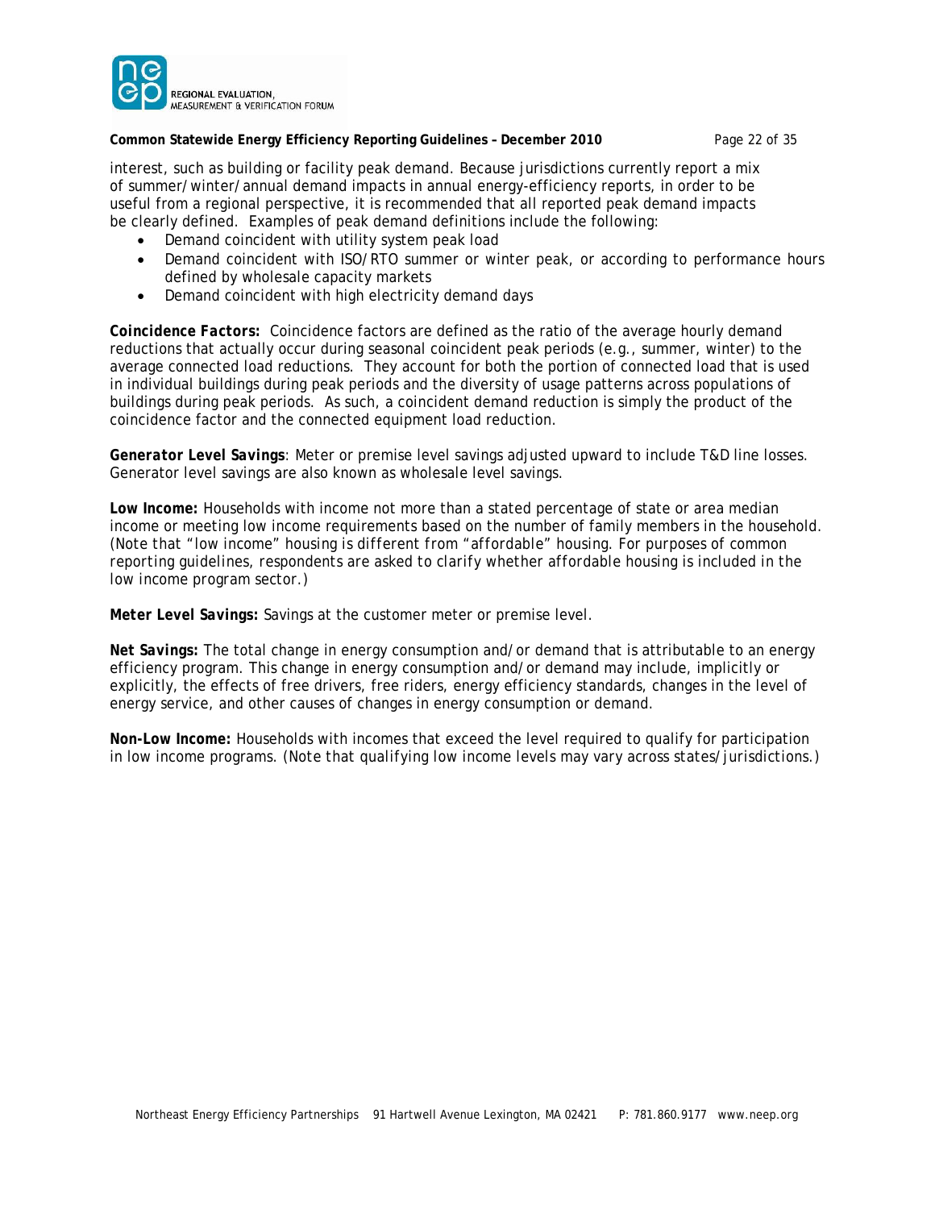interest, such as building or facility peak demand. Because jurisdictions currently report a mix of summer/winter/annual demand impacts in annual energy-efficiency reports, in order to be useful from a regional perspective, it is recommended that all reported peak demand impacts be clearly defined. Examples of peak demand definitions include the following:

- Demand coincident with utility system peak load
- Demand coincident with ISO/RTO summer or winter peak, or according to performance hours defined by wholesale capacity markets
- Demand coincident with high electricity demand days

***Coincidence Factors:*** Coincidence factors are defined as the ratio of the average hourly demand reductions that actually occur during seasonal coincident peak periods (e.g., summer, winter) to the average connected load reductions. They account for both the portion of connected load that is used in individual buildings during peak periods and the diversity of usage patterns across populations of buildings during peak periods. As such, a coincident demand reduction is simply the product of the coincidence factor and the connected equipment load reduction.

***Generator Level Savings***: Meter or premise level savings adjusted upward to include T&D line losses. Generator level savings are also known as wholesale level savings.

**Low Income:** Households with income not more than a stated percentage of state or area median income or meeting low income requirements based on the number of family members in the household. *(Note that "low income" housing is different from "affordable" housing. For purposes of common reporting guidelines, respondents are asked to clarify whether affordable housing is included in the low income program sector.)*

**Meter Level Savings:** Savings at the customer meter or premise level.

***Net Savings:*** The total change in energy consumption and/or demand that is attributable to an energy efficiency program. This change in energy consumption and/or demand may include, implicitly or explicitly, the effects of free drivers, free riders, energy efficiency standards, changes in the level of energy service, and other causes of changes in energy consumption or demand.

**Non-Low Income:** Households with incomes that exceed the level required to qualify for participation in low income programs. *(Note that qualifying low income levels may vary across states/jurisdictions.)*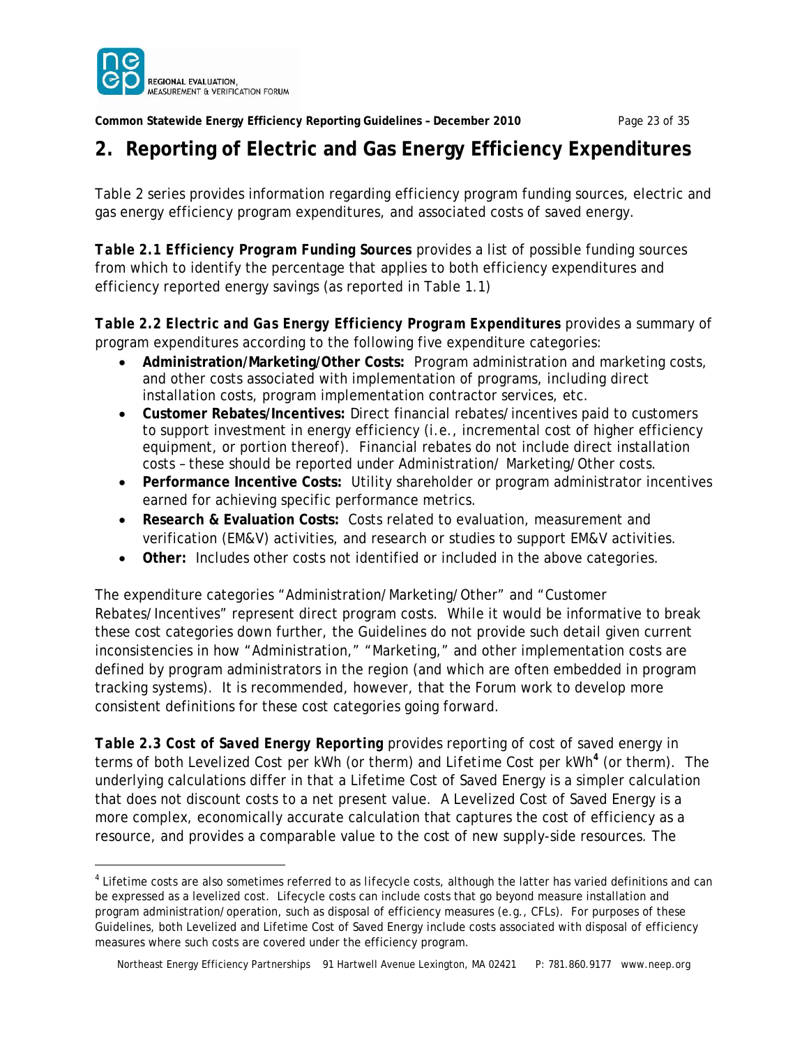# 2. Reporting of Electric and Gas Energy Efficiency Expenditures

Table 2 series provides information regarding efficiency program funding sources, electric and gas energy efficiency program expenditures, and associated costs of saved energy.

***Table 2.1 Efficiency Program Funding Sources*** provides a list of possible funding sources from which to identify the percentage that applies to both efficiency expenditures and efficiency reported energy savings (as reported in Table 1.1)

***Table 2.2 Electric and Gas Energy Efficiency Program Expenditures*** provides a summary of program expenditures according to the following five expenditure categories:

- **Administration/Marketing/Other Costs:** Program administration and marketing costs, and other costs associated with implementation of programs, including direct installation costs, program implementation contractor services, etc.
- **Customer Rebates/Incentives:** Direct financial rebates/incentives paid to customers to support investment in energy efficiency (i.e., incremental cost of higher efficiency equipment, or portion thereof). Financial rebates do not include direct installation costs – these should be reported under Administration/ Marketing/Other costs.
- **Performance Incentive Costs:** Utility shareholder or program administrator incentives earned for achieving specific performance metrics.
- **Research & Evaluation Costs:** Costs related to evaluation, measurement and verification (EM&V) activities, and research or studies to support EM&V activities.
- **Other:** Includes other costs not identified or included in the above categories.

The expenditure categories "Administration/Marketing/Other" and "Customer Rebates/Incentives" represent direct program costs. While it would be informative to break these cost categories down further, the Guidelines do not provide such detail given current inconsistencies in how "Administration," "Marketing," and other implementation costs are defined by program administrators in the region (and which are often embedded in program tracking systems). It is recommended, however, that the Forum work to develop more consistent definitions for these cost categories going forward.

***Table 2.3 Cost of Saved Energy Reporting*** provides reporting of cost of saved energy in terms of both Levelized Cost per kWh (or therm) and Lifetime Cost per kWh[4] (or therm). The underlying calculations differ in that a Lifetime Cost of Saved Energy is a simpler calculation that does not discount costs to a net present value. A Levelized Cost of Saved Energy is a more complex, economically accurate calculation that captures the cost of efficiency as a resource, and provides a comparable value to the cost of new supply-side resources. The

[4] Lifetime costs are also sometimes referred to as lifecycle costs, although the latter has varied definitions and can be expressed as a levelized cost. Lifecycle costs can include costs that go beyond measure installation and program administration/operation, such as disposal of efficiency measures (e.g., CFLs). For purposes of these Guidelines, both Levelized and Lifetime Cost of Saved Energy include costs associated with disposal of efficiency measures where such costs are covered under the efficiency program.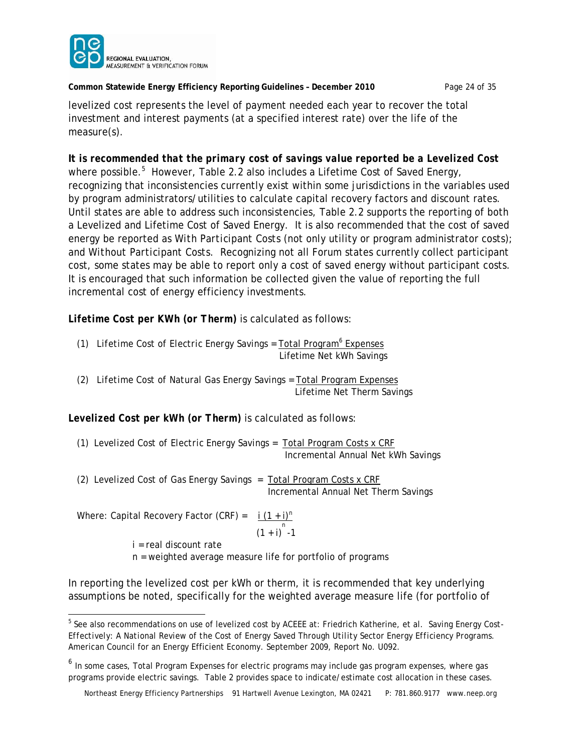levelized cost represents the level of payment needed each year to recover the total investment and interest payments (at a specified interest rate) over the life of the measure(s).

***It is recommended that the primary cost of savings value reported be a Levelized Cost*** where possible.[5] However, Table 2.2 also includes a Lifetime Cost of Saved Energy, recognizing that inconsistencies currently exist within some jurisdictions in the variables used by program administrators/utilities to calculate capital recovery factors and discount rates. Until states are able to address such inconsistencies, Table 2.2 supports the reporting of both a Levelized and Lifetime Cost of Saved Energy. It is also recommended that the cost of saved energy be reported as *With Participant Costs* (not only utility or program administrator costs); and *Without Participant Costs*. Recognizing not all Forum states currently collect participant cost, some states may be able to report only a cost of saved energy without participant costs. It is encouraged that such information be collected given the value of reporting the full incremental cost of energy efficiency investments.

**Lifetime Cost per KWh (or Therm)** is calculated as follows:

(1) Lifetime Cost of Electric Energy Savings = $\dfrac{\text{Total Program[6] Expenses}}{\text{Lifetime Net kWh Savings}}$

(2) Lifetime Cost of Natural Gas Energy Savings = $\dfrac{\text{Total Program Expenses}}{\text{Lifetime Net Therm Savings}}$

**Levelized Cost per kWh (or Therm)** is calculated as follows:

(1) Levelized Cost of Electric Energy Savings = $\dfrac{\text{Total Program Costs x CRF}}{\text{Incremental Annual Net kWh Savings}}$

(2) Levelized Cost of Gas Energy Savings = $\dfrac{\text{Total Program Costs x CRF}}{\text{Incremental Annual Net Therm Savings}}$

Where: Capital Recovery Factor (CRF) = $\dfrac{i\,(1+i)^n}{(1+i)^n - 1}$

$i$ = real discount rate
$n$ = weighted average measure life for portfolio of programs

In reporting the levelized cost per kWh or therm, it is recommended that key underlying assumptions be noted, specifically for the weighted average measure life (for portfolio of

---

[5] See also recommendations on use of levelized cost by ACEEE at: Friedrich Katherine, et al. Saving Energy Cost-Effectively: A National Review of the Cost of Energy Saved Through Utility Sector Energy Efficiency Programs. American Council for an Energy Efficient Economy. September 2009, Report No. U092.

[6] In some cases, Total Program Expenses for electric programs may include gas program expenses, where gas programs provide electric savings. Table 2 provides space to indicate/estimate cost allocation in these cases.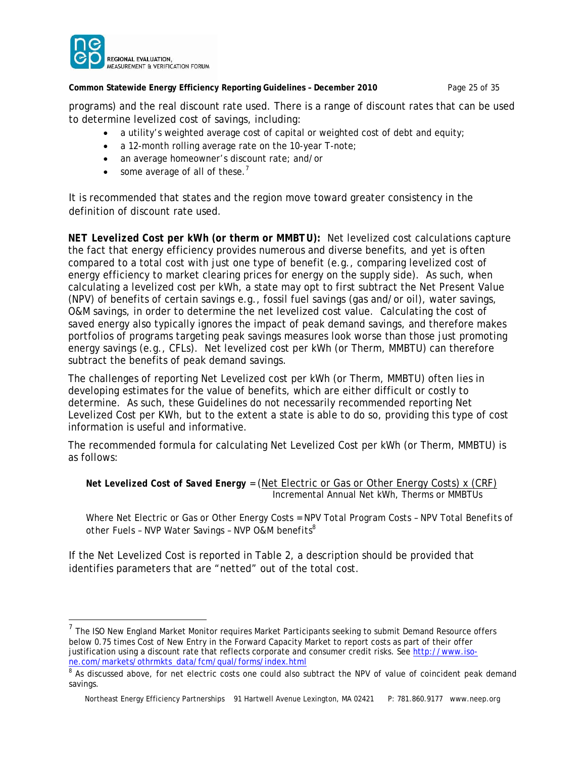programs) and the real discount rate used. There is a range of discount rates that can be used to determine levelized cost of savings, including:

- a utility's weighted average cost of capital or weighted cost of debt and equity;
- a 12-month rolling average rate on the 10-year T-note;
- an average homeowner's discount rate; and/or
- some average of all of these.[7]

It is recommended that states and the region move toward greater consistency in the definition of discount rate used.

**NET Levelized Cost per kWh (or therm or MMBTU):** Net levelized cost calculations capture the fact that energy efficiency provides numerous and diverse benefits, and yet is often compared to a total cost with just one type of benefit (e.g., comparing levelized cost of energy efficiency to market clearing prices for energy on the supply side). As such, when calculating a levelized cost per kWh, a state may opt to first subtract the Net Present Value (NPV) of benefits of certain savings e.g., fossil fuel savings (gas and/or oil), water savings, O&M savings, in order to determine the net levelized cost value. Calculating the cost of saved energy also typically ignores the impact of peak demand savings, and therefore makes portfolios of programs targeting peak savings measures look worse than those just promoting energy savings (e.g., CFLs). Net levelized cost per kWh (or Therm, MMBTU) can therefore subtract the benefits of peak demand savings.

The challenges of reporting Net Levelized cost per kWh (or Therm, MMBTU) often lies in developing estimates for the value of benefits, which are either difficult or costly to determine. As such, these Guidelines do not necessarily recommended reporting Net Levelized Cost per KWh, but to the extent a state is able to do so, providing this type of cost information is useful and informative.

The recommended formula for calculating Net Levelized Cost per kWh (or Therm, MMBTU) is as follows:

$$\textbf{Net Levelized Cost of Saved Energy} = \frac{(\text{Net Electric or Gas or Other Energy Costs}) \times (\text{CRF})}{\text{Incremental Annual Net kWh, Therms or MMBTUs}}$$

Where Net Electric or Gas or Other Energy Costs = NPV Total Program Costs – NPV Total Benefits of other Fuels – NVP Water Savings – NVP O&M benefits[8]

If the Net Levelized Cost is reported in Table 2, a description should be provided that identifies parameters that are "netted" out of the total cost.

---

[7] The ISO New England Market Monitor requires Market Participants seeking to submit Demand Resource offers below 0.75 times Cost of New Entry in the Forward Capacity Market to report costs as part of their offer justification using a discount rate that reflects corporate and consumer credit risks. See http://www.iso-ne.com/markets/othrmkts_data/fcm/qual/forms/index.html

[8] As discussed above, for net electric costs one could also subtract the NPV of value of coincident peak demand savings.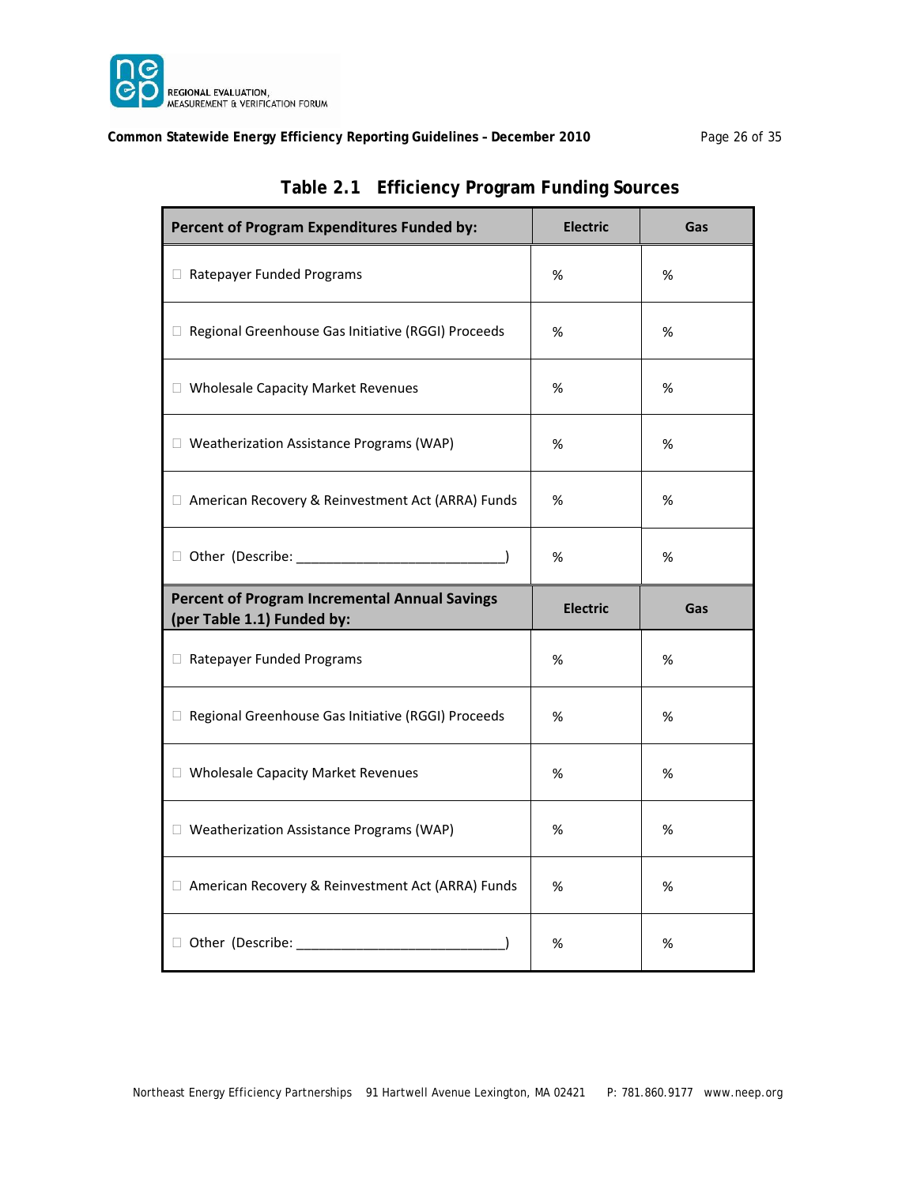### Table 2.1 Efficiency Program Funding Sources

| Percent of Program Expenditures Funded by: | Electric | Gas |
|---|---|---|
| ☐ Ratepayer Funded Programs | % | % |
| ☐ Regional Greenhouse Gas Initiative (RGGI) Proceeds | % | % |
| ☐ Wholesale Capacity Market Revenues | % | % |
| ☐ Weatherization Assistance Programs (WAP) | % | % |
| ☐ American Recovery & Reinvestment Act (ARRA) Funds | % | % |
| ☐ Other (Describe: ____________________________) | % | % |
| **Percent of Program Incremental Annual Savings (per Table 1.1) Funded by:** | **Electric** | **Gas** |
| ☐ Ratepayer Funded Programs | % | % |
| ☐ Regional Greenhouse Gas Initiative (RGGI) Proceeds | % | % |
| ☐ Wholesale Capacity Market Revenues | % | % |
| ☐ Weatherization Assistance Programs (WAP) | % | % |
| ☐ American Recovery & Reinvestment Act (ARRA) Funds | % | % |
| ☐ Other (Describe: ____________________________) | % | % |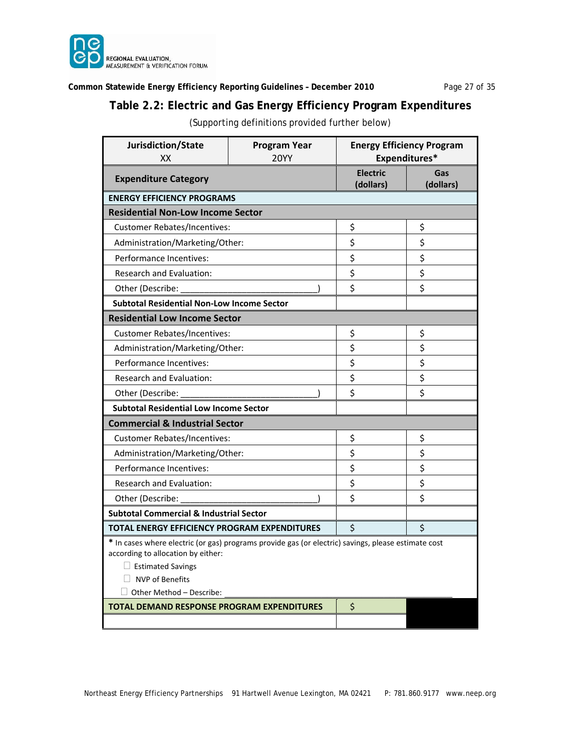# Table 2.2: Electric and Gas Energy Efficiency Program Expenditures

(Supporting definitions provided further below)

| Jurisdiction/State XX | Program Year 20YY | Energy Efficiency Program Expenditures* | |
|---|---|---|---|
| **Expenditure Category** | | **Electric (dollars)** | **Gas (dollars)** |
| **ENERGY EFFICIENCY PROGRAMS** | | | |
| **Residential Non-Low Income Sector** | | | |
| Customer Rebates/Incentives: | | $ | $ |
| Administration/Marketing/Other: | | $ | $ |
| Performance Incentives: | | $ | $ |
| Research and Evaluation: | | $ | $ |
| Other (Describe: ____________________________) | | $ | $ |
| **Subtotal Residential Non-Low Income Sector** | | | |
| **Residential Low Income Sector** | | | |
| Customer Rebates/Incentives: | | $ | $ |
| Administration/Marketing/Other: | | $ | $ |
| Performance Incentives: | | $ | $ |
| Research and Evaluation: | | $ | $ |
| Other (Describe: ____________________________) | | $ | $ |
| **Subtotal Residential Low Income Sector** | | | |
| **Commercial & Industrial Sector** | | | |
| Customer Rebates/Incentives: | | $ | $ |
| Administration/Marketing/Other: | | $ | $ |
| Performance Incentives: | | $ | $ |
| Research and Evaluation: | | $ | $ |
| Other (Describe: ____________________________) | | $ | $ |
| **Subtotal Commercial & Industrial Sector** | | | |
| **TOTAL ENERGY EFFICIENCY PROGRAM EXPENDITURES** | | $ | $ |
| **TOTAL DEMAND RESPONSE PROGRAM EXPENDITURES** | | $ | |
| | | | |

**\*** In cases where electric (or gas) programs provide gas (or electric) savings, please estimate cost according to allocation by either:

- ☐ Estimated Savings
- ☐ NVP of Benefits
- ☐ Other Method – Describe: ____________________________________________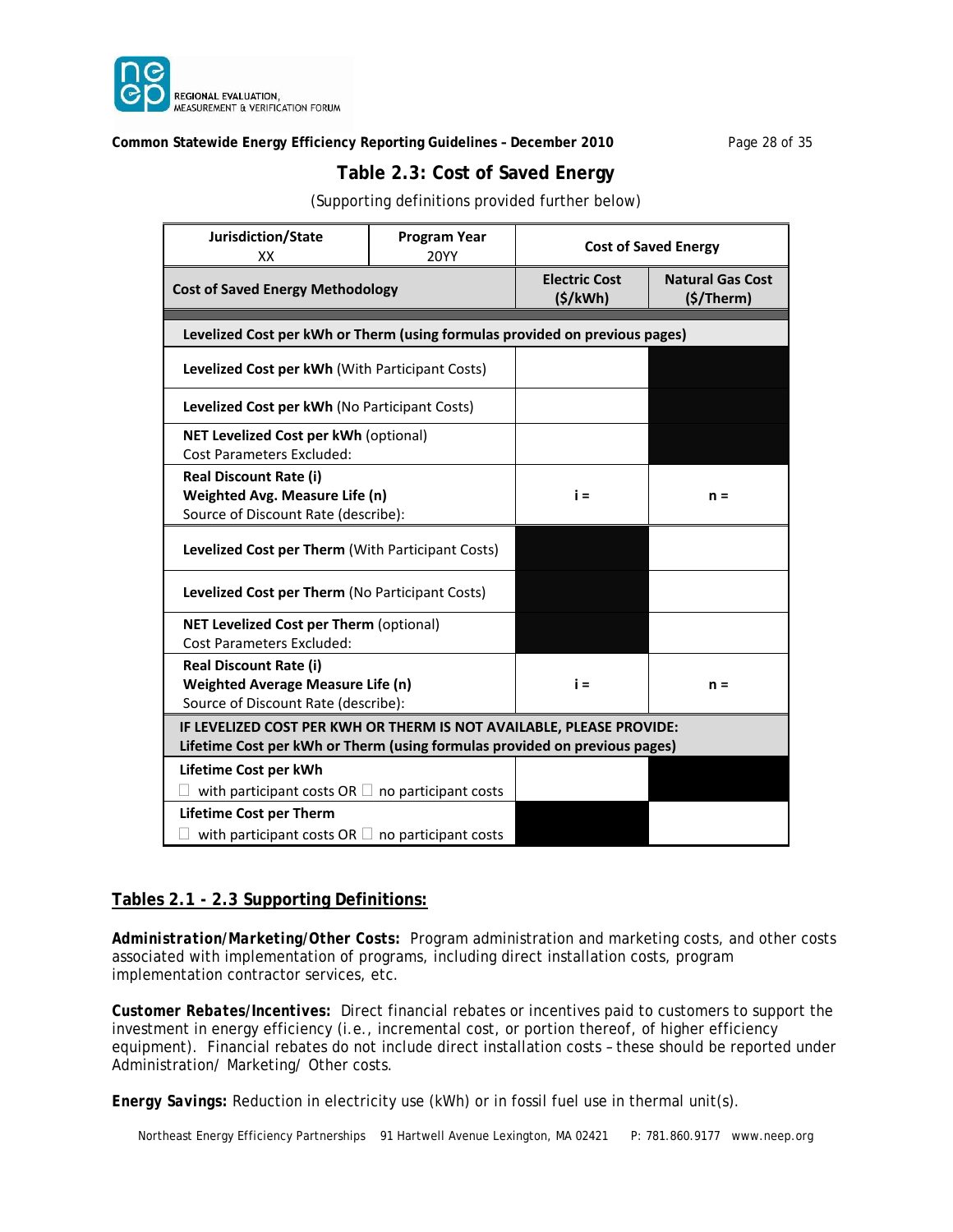## Table 2.3: Cost of Saved Energy

(Supporting definitions provided further below)

| Jurisdiction/State XX | Program Year 20YY | Cost of Saved Energy | |
|---|---|---|---|
| **Cost of Saved Energy Methodology** | | **Electric Cost ($/kWh)** | **Natural Gas Cost ($/Therm)** |
| **Levelized Cost per kWh or Therm (using formulas provided on previous pages)** | | | |
| **Levelized Cost per kWh** (With Participant Costs) | | | |
| **Levelized Cost per kWh** (No Participant Costs) | | | |
| **NET Levelized Cost per kWh** (optional) Cost Parameters Excluded: | | | |
| **Real Discount Rate (i)** **Weighted Avg. Measure Life (n)** Source of Discount Rate (describe): | | i = | n = |
| **Levelized Cost per Therm** (With Participant Costs) | | | |
| **Levelized Cost per Therm** (No Participant Costs) | | | |
| **NET Levelized Cost per Therm** (optional) Cost Parameters Excluded: | | | |
| **Real Discount Rate (i)** **Weighted Average Measure Life (n)** Source of Discount Rate (describe): | | i = | n = |
| **IF LEVELIZED COST PER KWH OR THERM IS NOT AVAILABLE, PLEASE PROVIDE: Lifetime Cost per kWh or Therm (using formulas provided on previous pages)** | | | |
| **Lifetime Cost per kWh** ☐ with participant costs OR ☐ no participant costs | | | |
| **Lifetime Cost per Therm** ☐ with participant costs OR ☐ no participant costs | | | |

## Tables 2.1 - 2.3 Supporting Definitions:

***Administration/Marketing/Other Costs:*** Program administration and marketing costs, and other costs associated with implementation of programs, including direct installation costs, program implementation contractor services, etc.

***Customer Rebates/Incentives:*** Direct financial rebates or incentives paid to customers to support the investment in energy efficiency (i.e., incremental cost, or portion thereof, of higher efficiency equipment). Financial rebates do not include direct installation costs – these should be reported under Administration/ Marketing/ Other costs.

***Energy Savings:*** Reduction in electricity use (kWh) or in fossil fuel use in thermal unit(s).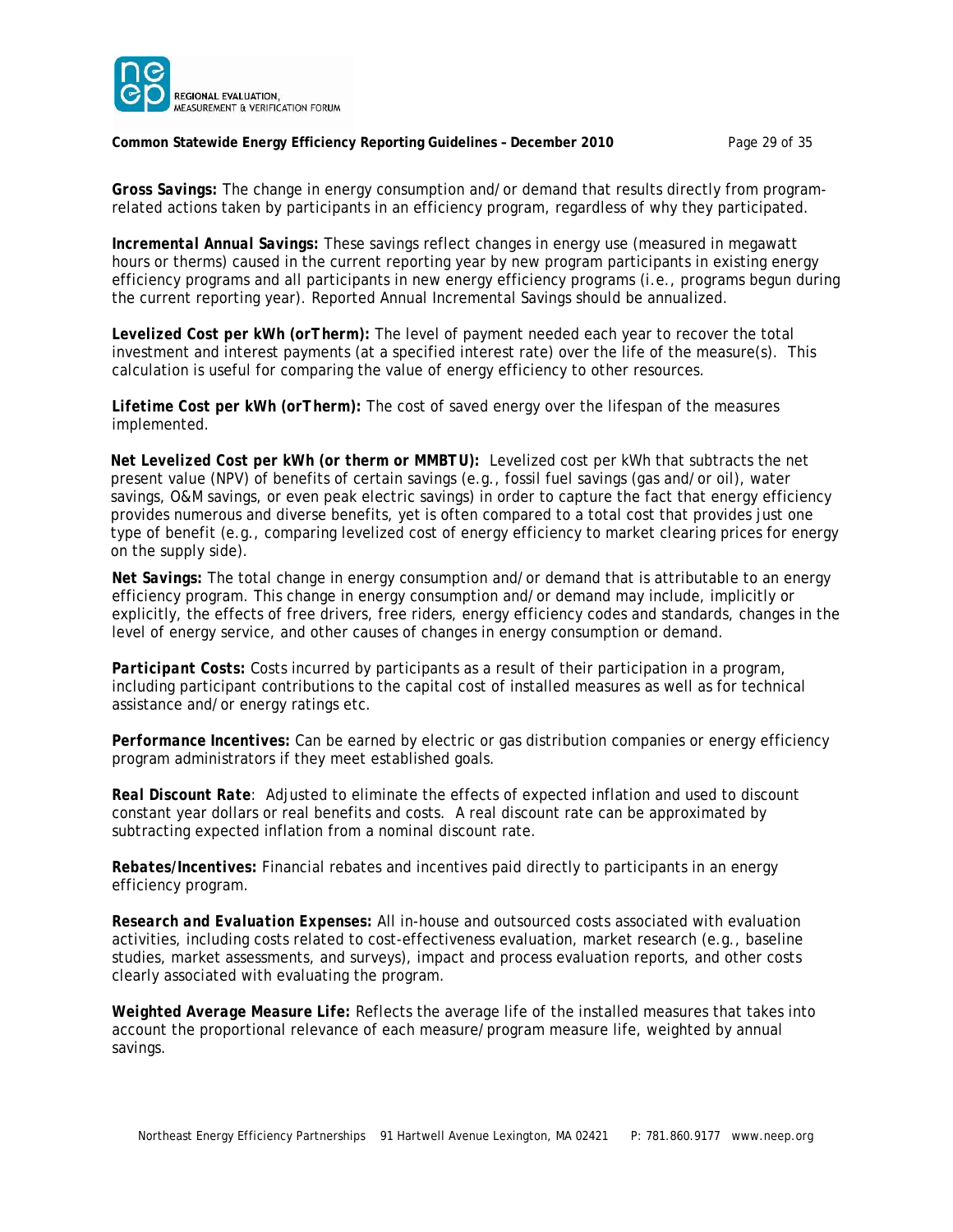**Gross Savings:** The change in energy consumption and/or demand that results directly from program-related actions taken by participants in an efficiency program, regardless of why they participated.

**Incremental Annual Savings:** These savings reflect changes in energy use (measured in megawatt hours or therms) caused in the current reporting year by new program participants in existing energy efficiency programs and all participants in new energy efficiency programs (i.e., programs begun during the current reporting year). Reported Annual Incremental Savings should be annualized.

**Levelized Cost per kWh (orTherm):** The level of payment needed each year to recover the total investment and interest payments (at a specified interest rate) over the life of the measure(s). This calculation is useful for comparing the value of energy efficiency to other resources.

**Lifetime Cost per kWh (orTherm):** The cost of saved energy over the lifespan of the measures implemented.

**Net Levelized Cost per kWh (or therm or MMBTU):** Levelized cost per kWh that subtracts the net present value (NPV) of benefits of certain savings (e.g., fossil fuel savings (gas and/or oil), water savings, O&M savings, or even peak electric savings) in order to capture the fact that energy efficiency provides numerous and diverse benefits, yet is often compared to a total cost that provides just one type of benefit (e.g., comparing levelized cost of energy efficiency to market clearing prices for energy on the supply side).

**Net Savings:** The total change in energy consumption and/or demand that is attributable to an energy efficiency program. This change in energy consumption and/or demand may include, implicitly or explicitly, the effects of free drivers, free riders, energy efficiency codes and standards, changes in the level of energy service, and other causes of changes in energy consumption or demand.

**Participant Costs:** Costs incurred by participants as a result of their participation in a program, including participant contributions to the capital cost of installed measures as well as for technical assistance and/or energy ratings etc.

**Performance Incentives:** Can be earned by electric or gas distribution companies or energy efficiency program administrators if they meet established goals.

**Real Discount Rate**: Adjusted to eliminate the effects of expected inflation and used to discount constant year dollars or real benefits and costs. A real discount rate can be approximated by subtracting expected inflation from a nominal discount rate.

**Rebates/Incentives:** Financial rebates and incentives paid directly to participants in an energy efficiency program.

**Research and Evaluation Expenses:** All in-house and outsourced costs associated with evaluation activities, including costs related to cost-effectiveness evaluation, market research (e.g., baseline studies, market assessments, and surveys), impact and process evaluation reports, and other costs clearly associated with evaluating the program.

**Weighted Average Measure Life:** Reflects the average life of the installed measures that takes into account the proportional relevance of each measure/program measure life, weighted by annual savings.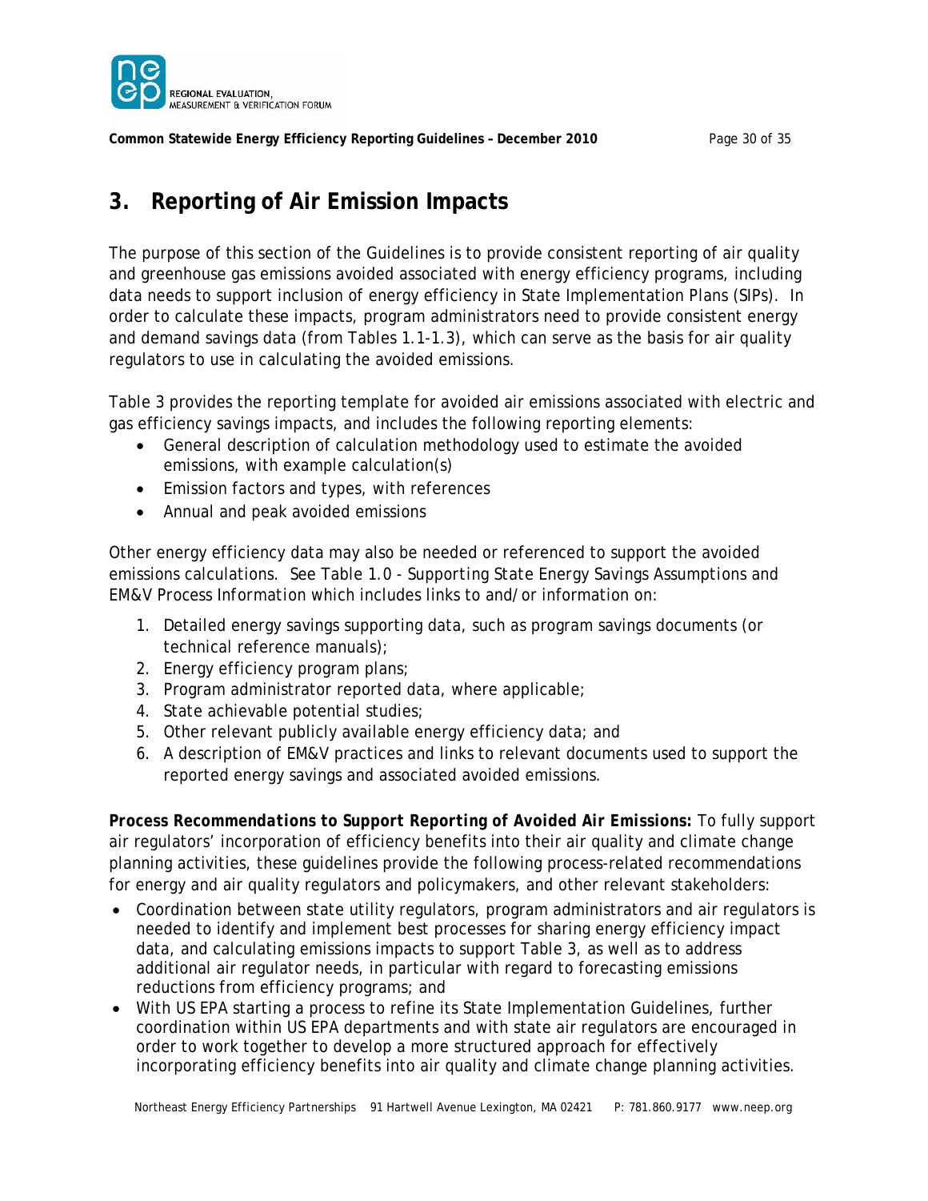## 3. Reporting of Air Emission Impacts

The purpose of this section of the Guidelines is to provide consistent reporting of air quality and greenhouse gas emissions avoided associated with energy efficiency programs, including data needs to support inclusion of energy efficiency in State Implementation Plans (SIPs). In order to calculate these impacts, program administrators need to provide consistent energy and demand savings data (from Tables 1.1-1.3), which can serve as the basis for air quality regulators to use in calculating the avoided emissions.

Table 3 provides the reporting template for avoided air emissions associated with electric and gas efficiency savings impacts, and includes the following reporting elements:

- General description of calculation methodology used to estimate the avoided emissions, with example calculation(s)
- Emission factors and types, with references
- Annual and peak avoided emissions

Other energy efficiency data may also be needed or referenced to support the avoided emissions calculations. See Table 1.0 - *Supporting State Energy Savings Assumptions and EM&V Process Information* which includes links to and/or information on:

1. Detailed energy savings supporting data, such as program savings documents (or technical reference manuals);
2. Energy efficiency program plans;
3. Program administrator reported data, where applicable;
4. State achievable potential studies;
5. Other relevant publicly available energy efficiency data; and
6. A description of EM&V practices and links to relevant documents used to support the reported energy savings and associated avoided emissions.

***Process Recommendations to Support Reporting of Avoided Air Emissions:*** To fully support air regulators' incorporation of efficiency benefits into their air quality and climate change planning activities, these guidelines provide the following process-related recommendations for energy and air quality regulators and policymakers, and other relevant stakeholders:

- Coordination between state utility regulators, program administrators and air regulators is needed to identify and implement best processes for sharing energy efficiency impact data, and calculating emissions impacts to support Table 3, as well as to address additional air regulator needs, in particular with regard to forecasting emissions reductions from efficiency programs; and
- With US EPA starting a process to refine its State Implementation Guidelines, further coordination within US EPA departments and with state air regulators are encouraged in order to work together to develop a more structured approach for effectively incorporating efficiency benefits into air quality and climate change planning activities.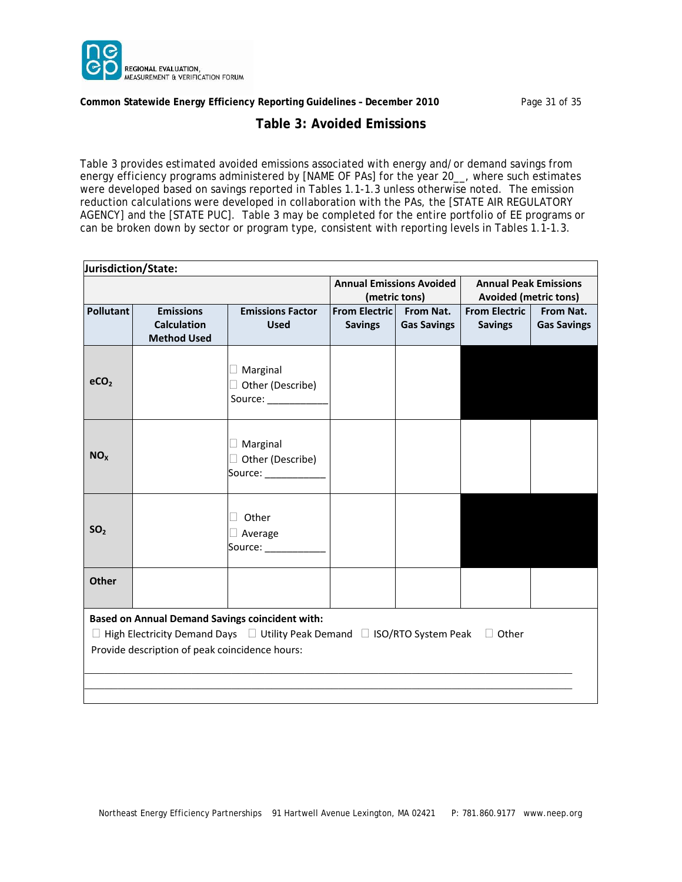## Table 3: Avoided Emissions

Table 3 provides estimated avoided emissions associated with energy and/or demand savings from energy efficiency programs administered by [NAME OF PAs] for the year 20__, where such estimates were developed based on savings reported in Tables 1.1-1.3 unless otherwise noted. The emission reduction calculations were developed in collaboration with the PAs, the [STATE AIR REGULATORY AGENCY] and the [STATE PUC]. Table 3 may be completed for the entire portfolio of EE programs or can be broken down by sector or program type, consistent with reporting levels in Tables 1.1-1.3.

**Jurisdiction/State:**

| | | | Annual Emissions Avoided (metric tons) | | Annual Peak Emissions Avoided (metric tons) | |
|---|---|---|---|---|---|---|
| **Pollutant** | **Emissions Calculation Method Used** | **Emissions Factor Used** | **From Electric Savings** | **From Nat. Gas Savings** | **From Electric Savings** | **From Nat. Gas Savings** |
| **$eCO_2$** | | ☐ Marginal ☐ Other (Describe) Source: ___________ | | | ■ | ■ |
| **$NO_X$** | | ☐ Marginal ☐ Other (Describe) Source: ___________ | | | | |
| **$SO_2$** | | ☐ Other ☐ Average Source: ___________ | | | ■ | ■ |
| **Other** | | | | | | |

**Based on Annual Demand Savings coincident with:**

☐ High Electricity Demand Days ☐ Utility Peak Demand ☐ ISO/RTO System Peak ☐ Other

Provide description of peak coincidence hours:

_______________________________________________________________________________

_______________________________________________________________________________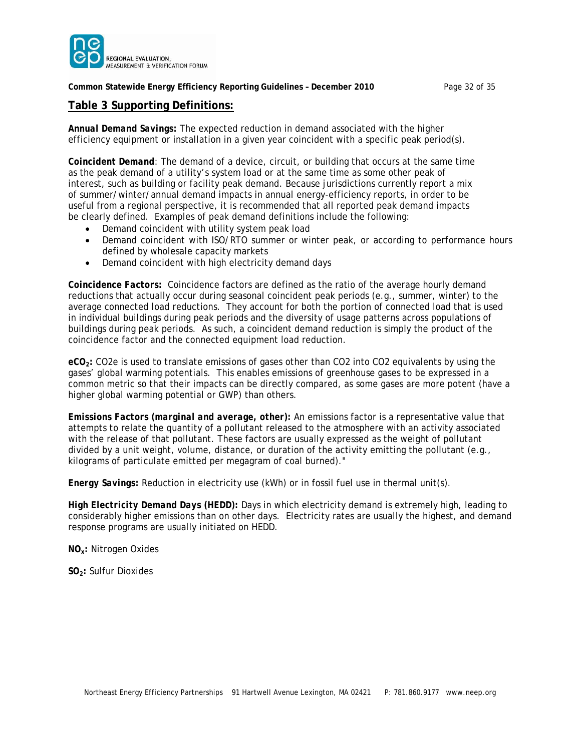## Table 3 Supporting Definitions:

***Annual Demand Savings:*** The expected reduction in demand associated with the higher efficiency equipment or installation in a given year coincident with a specific peak period(s).

***Coincident Demand***: The demand of a device, circuit, or building that occurs at the same time as the peak demand of a utility's system load or at the same time as some other peak of interest, such as building or facility peak demand. Because jurisdictions currently report a mix of summer/winter/annual demand impacts in annual energy-efficiency reports, in order to be useful from a regional perspective, it is recommended that all reported peak demand impacts be clearly defined. Examples of peak demand definitions include the following:

- Demand coincident with utility system peak load
- Demand coincident with ISO/RTO summer or winter peak, or according to performance hours defined by wholesale capacity markets
- Demand coincident with high electricity demand days

***Coincidence Factors:*** Coincidence factors are defined as the ratio of the average hourly demand reductions that actually occur during seasonal coincident peak periods (e.g., summer, winter) to the average connected load reductions. They account for both the portion of connected load that is used in individual buildings during peak periods and the diversity of usage patterns across populations of buildings during peak periods. As such, a coincident demand reduction is simply the product of the coincidence factor and the connected equipment load reduction.

**$eCO_2$:** CO2e is used to translate emissions of gases other than CO2 into CO2 equivalents by using the gases' global warming potentials. This enables emissions of greenhouse gases to be expressed in a common metric so that their impacts can be directly compared, as some gases are more potent (have a higher global warming potential or GWP) than others.

***Emissions Factors (marginal and average, other):*** An emissions factor is a representative value that attempts to relate the quantity of a pollutant released to the atmosphere with an activity associated with the release of that pollutant. These factors are usually expressed as the weight of pollutant divided by a unit weight, volume, distance, or duration of the activity emitting the pollutant (e.g., kilograms of particulate emitted per megagram of coal burned)."

***Energy Savings:*** Reduction in electricity use (kWh) or in fossil fuel use in thermal unit(s).

***High Electricity Demand Days (HEDD):*** Days in which electricity demand is extremely high, leading to considerably higher emissions than on other days. Electricity rates are usually the highest, and demand response programs are usually initiated on HEDD.

**$NO_x$:** Nitrogen Oxides

**$SO_2$:** Sulfur Dioxides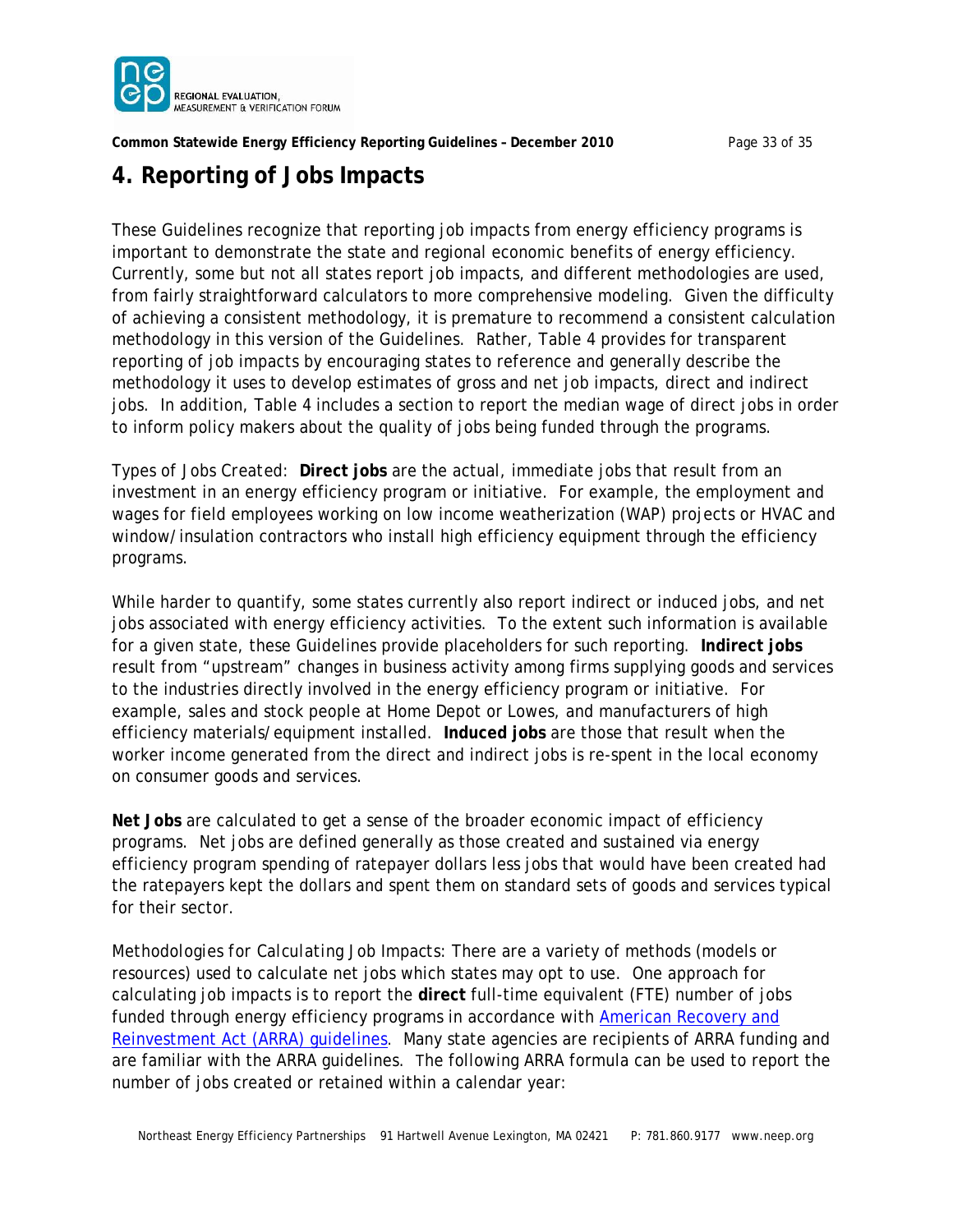# 4. Reporting of Jobs Impacts

These Guidelines recognize that reporting job impacts from energy efficiency programs is important to demonstrate the state and regional economic benefits of energy efficiency. Currently, some but not all states report job impacts, and different methodologies are used, from fairly straightforward calculators to more comprehensive modeling. Given the difficulty of achieving a consistent methodology, it is premature to recommend a consistent calculation methodology in this version of the Guidelines. Rather, Table 4 provides for transparent reporting of job impacts by encouraging states to reference and generally describe the methodology it uses to develop estimates of gross and net job impacts, direct and indirect jobs. In addition, Table 4 includes a section to report the median wage of direct jobs in order to inform policy makers about the quality of jobs being funded through the programs.

*Types of Jobs Created:* **Direct jobs** are the actual, immediate jobs that result from an investment in an energy efficiency program or initiative. For example, the employment and wages for field employees working on low income weatherization (WAP) projects or HVAC and window/insulation contractors who install high efficiency equipment through the efficiency programs.

While harder to quantify, some states currently also report indirect or induced jobs, and net jobs associated with energy efficiency activities. To the extent such information is available for a given state, these Guidelines provide placeholders for such reporting. **Indirect jobs** result from "upstream" changes in business activity among firms supplying goods and services to the industries directly involved in the energy efficiency program or initiative. For example, sales and stock people at Home Depot or Lowes, and manufacturers of high efficiency materials/equipment installed. **Induced jobs** are those that result when the worker income generated from the direct and indirect jobs is re-spent in the local economy on consumer goods and services.

**Net Jobs** are calculated to get a sense of the broader economic impact of efficiency programs. Net jobs are defined generally as those created and sustained via energy efficiency program spending of ratepayer dollars less jobs that would have been created had the ratepayers kept the dollars and spent them on standard sets of goods and services typical for their sector.

*Methodologies for Calculating Job Impacts:* There are a variety of methods (models or resources) used to calculate net jobs which states may opt to use. One approach for calculating job impacts is to report the **direct** full-time equivalent (FTE) number of jobs funded through energy efficiency programs in accordance with [American Recovery and Reinvestment Act (ARRA) guidelines](). Many state agencies are recipients of ARRA funding and are familiar with the ARRA guidelines. The following ARRA formula can be used to report the number of jobs created or retained within a calendar year: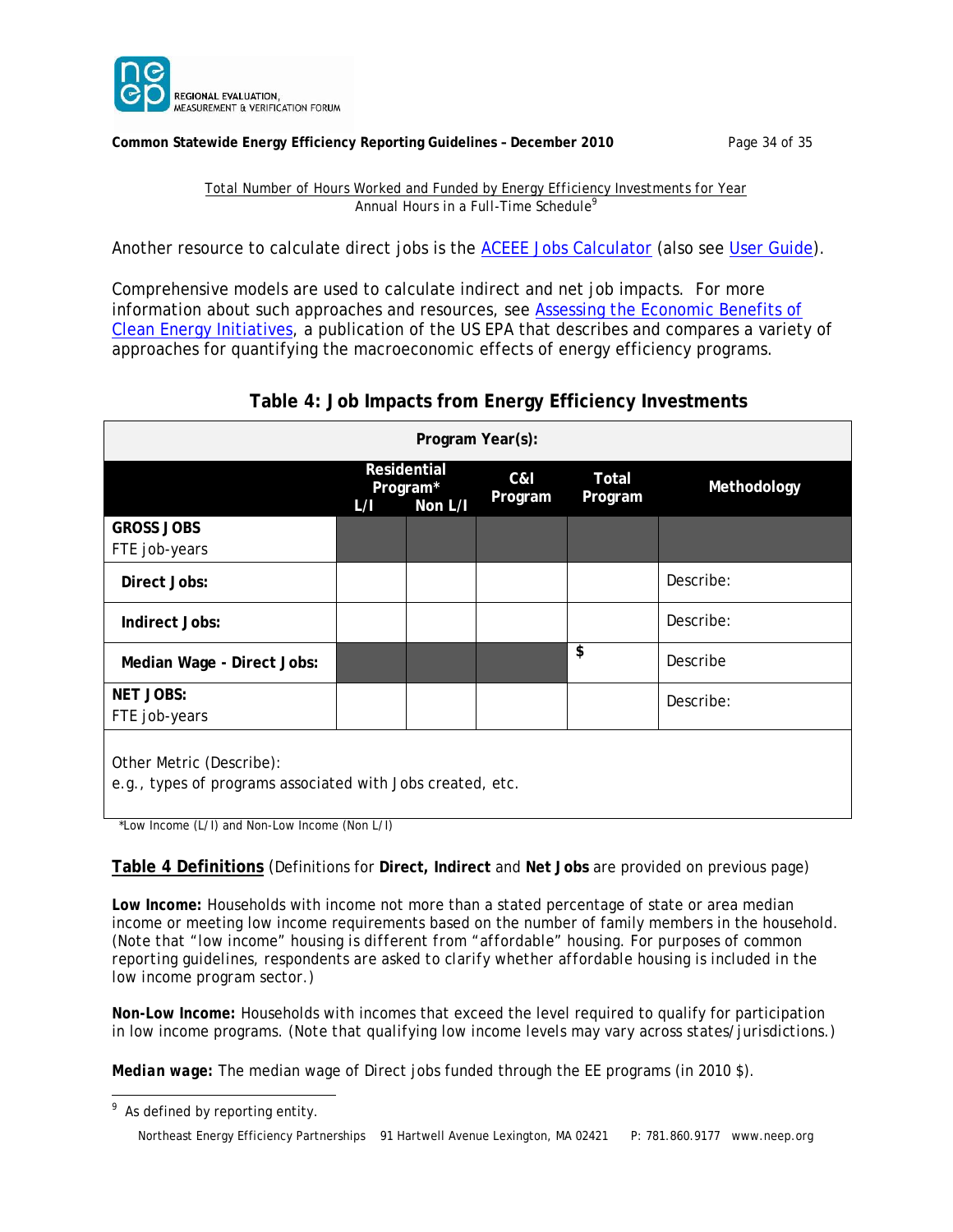Total Number of Hours Worked and Funded by Energy Efficiency Investments for Year
Annual Hours in a Full-Time Schedule[9]

Another resource to calculate direct jobs is the ACEEE Jobs Calculator (also see User Guide).

Comprehensive models are used to calculate indirect and net job impacts. For more information about such approaches and resources, see Assessing the Economic Benefits of Clean Energy Initiatives, a publication of the US EPA that describes and compares a variety of approaches for quantifying the macroeconomic effects of energy efficiency programs.

## Table 4: Job Impacts from Energy Efficiency Investments

| Program Year(s): | | | | | |
|---|---|---|---|---|---|
| | Residential Program* | | C&I Program | Total Program | Methodology |
| | L/I | Non L/I | | | |
| **GROSS JOBS** FTE job-years | | | | | |
| **Direct Jobs:** | | | | | Describe: |
| **Indirect Jobs:** | | | | | Describe: |
| **Median Wage - Direct Jobs:** | | | | $ | Describe |
| **NET JOBS:** FTE job-years | | | | | Describe: |
| Other Metric (Describe): e.g., types of programs associated with Jobs created, etc. | | | | | |

*Low Income (L/I) and Non-Low Income (Non L/I)

**Table 4 Definitions** (Definitions for **Direct, Indirect** and **Net Jobs** are provided on previous page)

**Low Income:** Households with income not more than a stated percentage of state or area median income or meeting low income requirements based on the number of family members in the household. (Note that "low income" housing is different from "affordable" housing. For purposes of common reporting guidelines, respondents are asked to clarify whether affordable housing is included in the low income program sector.)

**Non-Low Income:** Households with incomes that exceed the level required to qualify for participation in low income programs. (Note that qualifying low income levels may vary across states/jurisdictions.)

***Median wage:*** The median wage of Direct jobs funded through the EE programs (in 2010 $).

[9] As defined by reporting entity.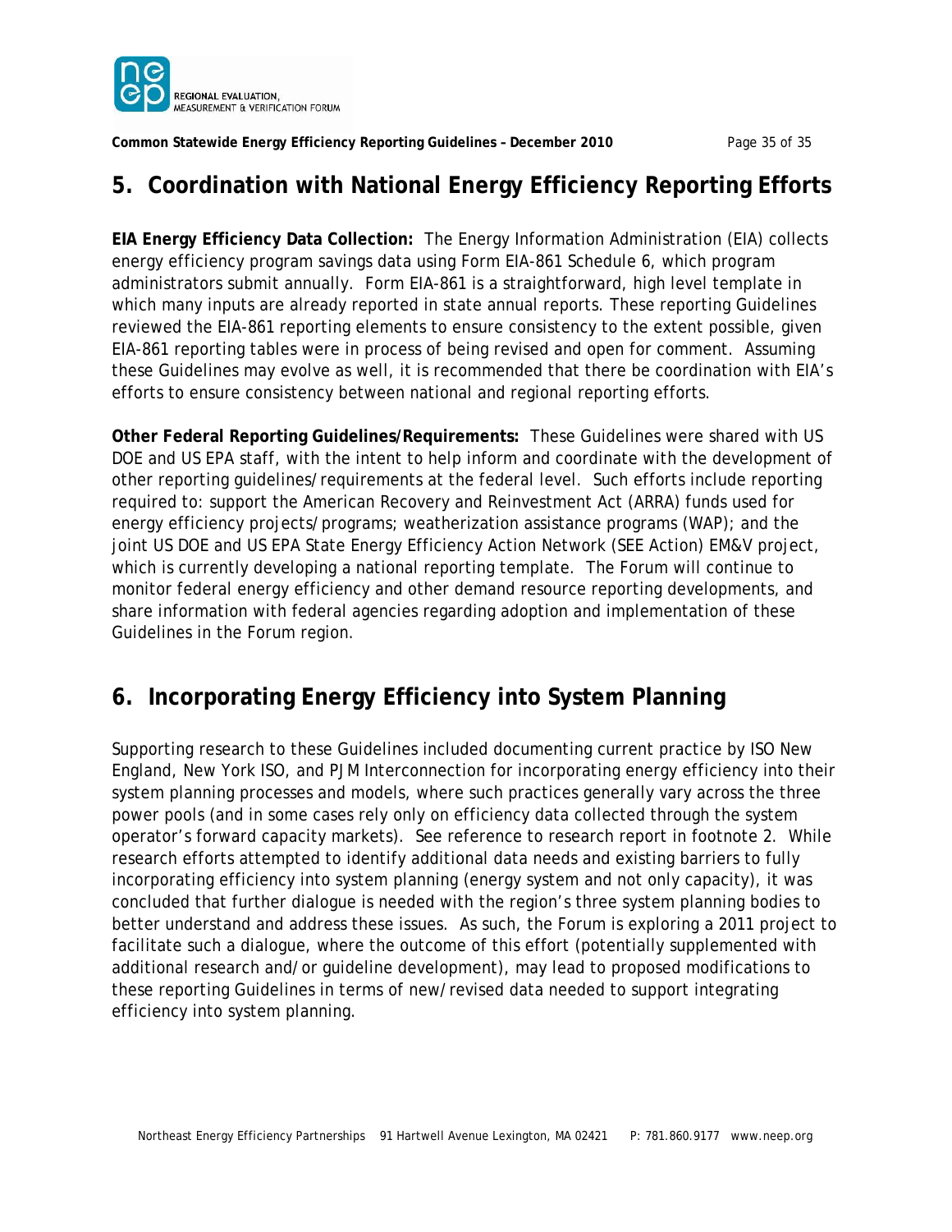## 5. Coordination with National Energy Efficiency Reporting Efforts

**EIA Energy Efficiency Data Collection:** The Energy Information Administration (EIA) collects energy efficiency program savings data using Form EIA-861 Schedule 6, which program administrators submit annually. Form EIA-861 is a straightforward, high level template in which many inputs are already reported in state annual reports. These reporting Guidelines reviewed the EIA-861 reporting elements to ensure consistency to the extent possible, given EIA-861 reporting tables were in process of being revised and open for comment. Assuming these Guidelines may evolve as well, it is recommended that there be coordination with EIA's efforts to ensure consistency between national and regional reporting efforts.

**Other Federal Reporting Guidelines/Requirements:** These Guidelines were shared with US DOE and US EPA staff, with the intent to help inform and coordinate with the development of other reporting guidelines/requirements at the federal level. Such efforts include reporting required to: support the American Recovery and Reinvestment Act (ARRA) funds used for energy efficiency projects/programs; weatherization assistance programs (WAP); and the joint US DOE and US EPA State Energy Efficiency Action Network (SEE Action) EM&V project, which is currently developing a national reporting template. The Forum will continue to monitor federal energy efficiency and other demand resource reporting developments, and share information with federal agencies regarding adoption and implementation of these Guidelines in the Forum region.

## 6. Incorporating Energy Efficiency into System Planning

Supporting research to these Guidelines included documenting current practice by ISO New England, New York ISO, and PJM Interconnection for incorporating energy efficiency into their system planning processes and models, where such practices generally vary across the three power pools (and in some cases rely only on efficiency data collected through the system operator's forward capacity markets). See reference to research report in footnote 2. While research efforts attempted to identify additional data needs and existing barriers to fully incorporating efficiency into system planning (energy system and not only capacity), it was concluded that further dialogue is needed with the region's three system planning bodies to better understand and address these issues. As such, the Forum is exploring a 2011 project to facilitate such a dialogue, where the outcome of this effort (potentially supplemented with additional research and/or guideline development), may lead to proposed modifications to these reporting Guidelines in terms of new/revised data needed to support integrating efficiency into system planning.